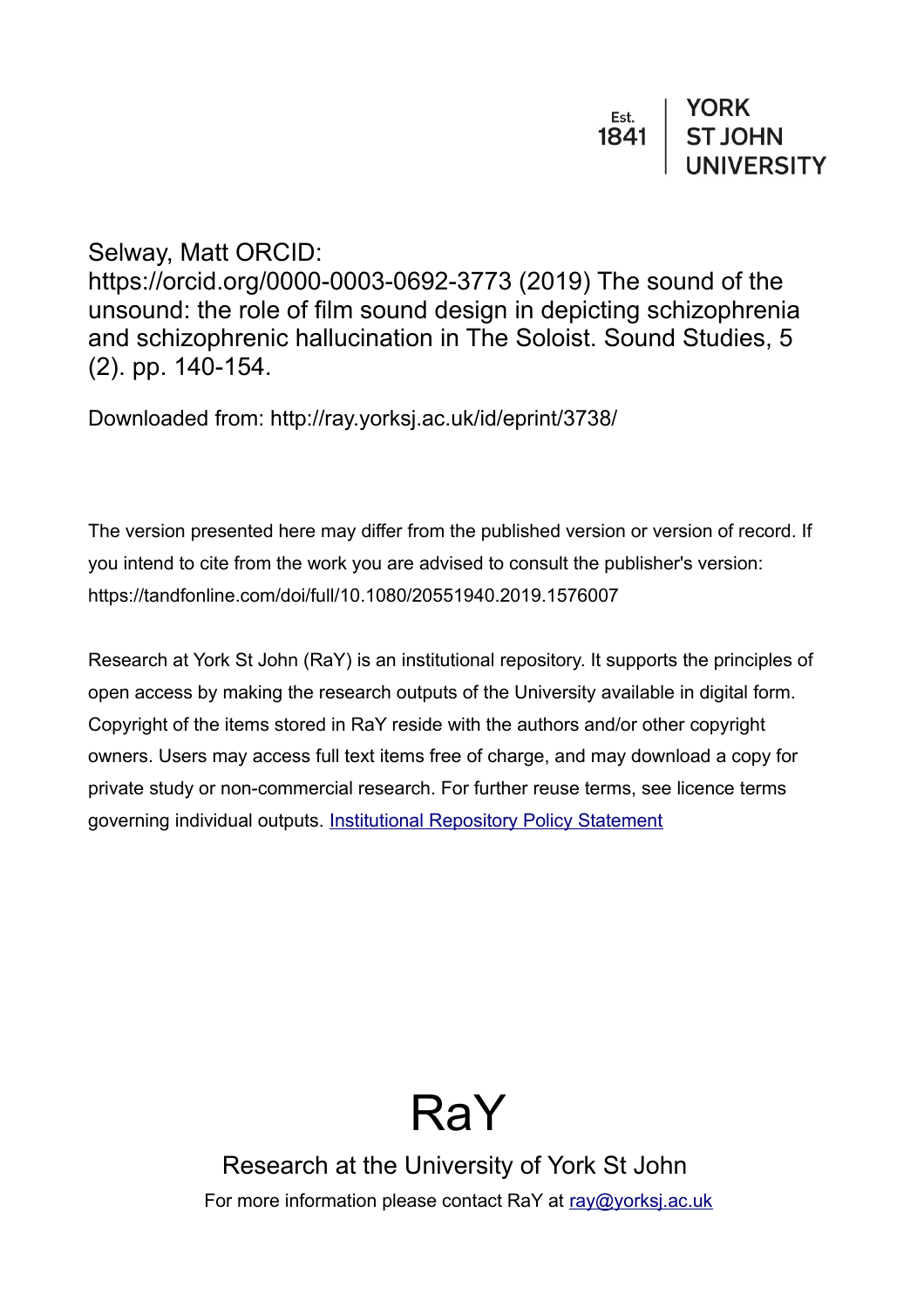Est. 1841 | YORK ST JOHN UNIVERSITY

Selway, Matt ORCID: https://orcid.org/0000-0003-0692-3773 (2019) The sound of the unsound: the role of film sound design in depicting schizophrenia and schizophrenic hallucination in The Soloist. Sound Studies, 5 (2). pp. 140-154.

Downloaded from: http://ray.yorksj.ac.uk/id/eprint/3738/

The version presented here may differ from the published version or version of record. If you intend to cite from the work you are advised to consult the publisher's version: https://tandfonline.com/doi/full/10.1080/20551940.2019.1576007

Research at York St John (RaY) is an institutional repository. It supports the principles of open access by making the research outputs of the University available in digital form. Copyright of the items stored in RaY reside with the authors and/or other copyright owners. Users may access full text items free of charge, and may download a copy for private study or non-commercial research. For further reuse terms, see licence terms governing individual outputs. [Institutional Repository Policy Statement](#)

# RaY

Research at the University of York St John

For more information please contact RaY at [ray@yorksj.ac.uk](mailto:ray@yorksj.ac.uk)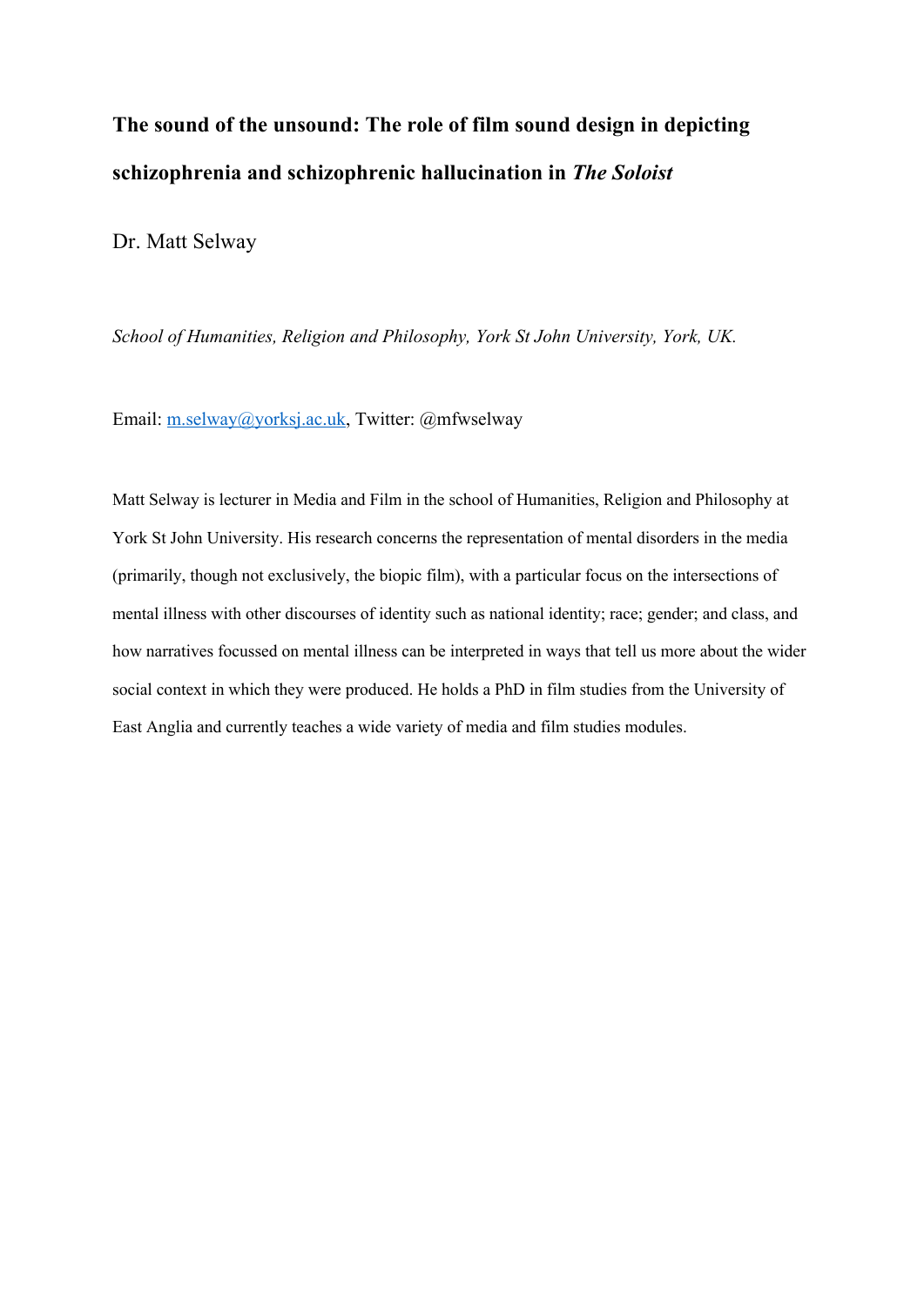# The sound of the unsound: The role of film sound design in depicting schizophrenia and schizophrenic hallucination in *The Soloist*

Dr. Matt Selway

*School of Humanities, Religion and Philosophy, York St John University, York, UK.*

Email: m.selway@yorksj.ac.uk, Twitter: @mfwselway

Matt Selway is lecturer in Media and Film in the school of Humanities, Religion and Philosophy at York St John University. His research concerns the representation of mental disorders in the media (primarily, though not exclusively, the biopic film), with a particular focus on the intersections of mental illness with other discourses of identity such as national identity; race; gender; and class, and how narratives focussed on mental illness can be interpreted in ways that tell us more about the wider social context in which they were produced. He holds a PhD in film studies from the University of East Anglia and currently teaches a wide variety of media and film studies modules.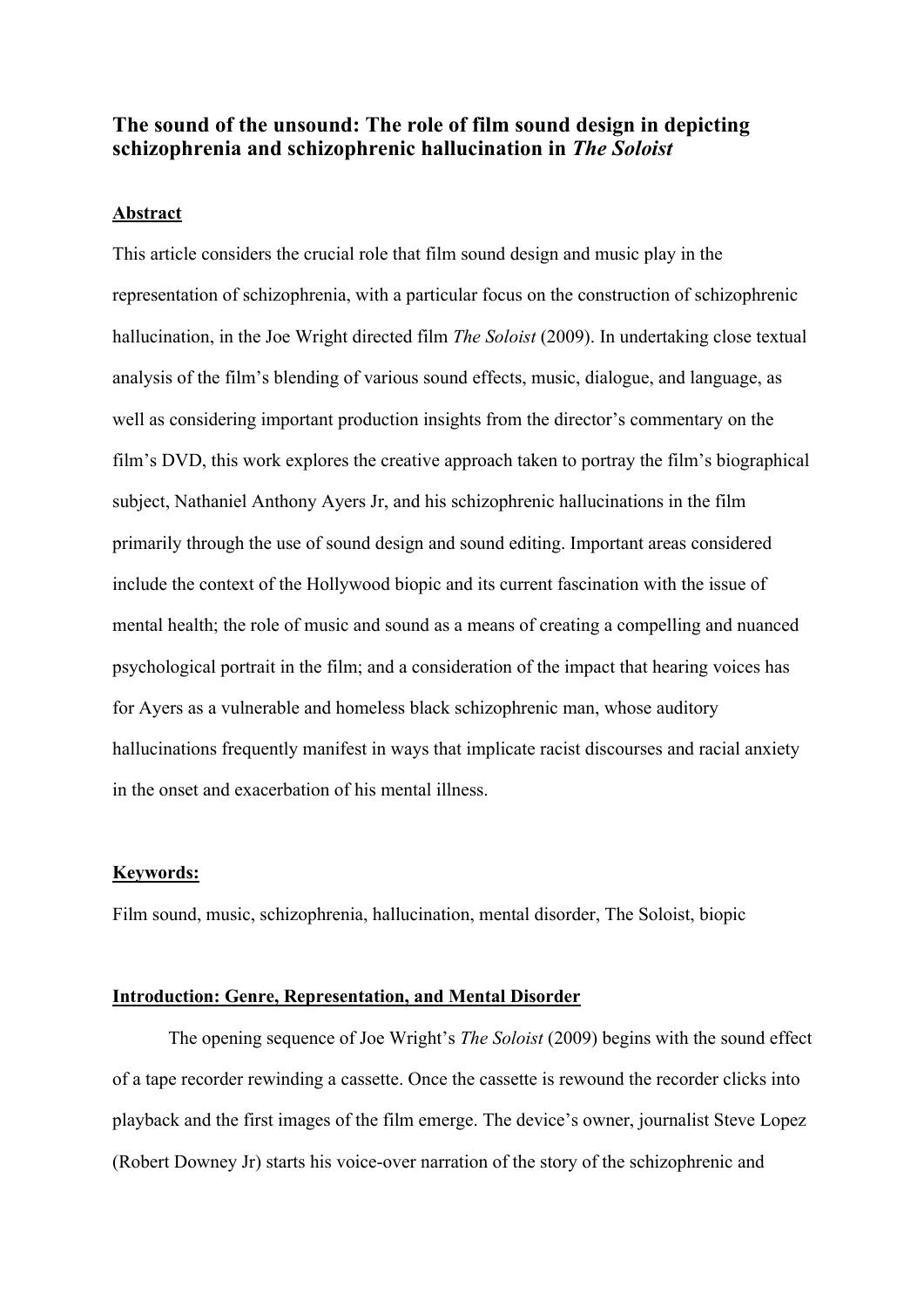## The sound of the unsound: The role of film sound design in depicting schizophrenia and schizophrenic hallucination in *The Soloist*

### Abstract

This article considers the crucial role that film sound design and music play in the representation of schizophrenia, with a particular focus on the construction of schizophrenic hallucination, in the Joe Wright directed film *The Soloist* (2009). In undertaking close textual analysis of the film's blending of various sound effects, music, dialogue, and language, as well as considering important production insights from the director's commentary on the film's DVD, this work explores the creative approach taken to portray the film's biographical subject, Nathaniel Anthony Ayers Jr, and his schizophrenic hallucinations in the film primarily through the use of sound design and sound editing. Important areas considered include the context of the Hollywood biopic and its current fascination with the issue of mental health; the role of music and sound as a means of creating a compelling and nuanced psychological portrait in the film; and a consideration of the impact that hearing voices has for Ayers as a vulnerable and homeless black schizophrenic man, whose auditory hallucinations frequently manifest in ways that implicate racist discourses and racial anxiety in the onset and exacerbation of his mental illness.

### Keywords:

Film sound, music, schizophrenia, hallucination, mental disorder, The Soloist, biopic

### Introduction: Genre, Representation, and Mental Disorder

The opening sequence of Joe Wright's *The Soloist* (2009) begins with the sound effect of a tape recorder rewinding a cassette. Once the cassette is rewound the recorder clicks into playback and the first images of the film emerge. The device's owner, journalist Steve Lopez (Robert Downey Jr) starts his voice-over narration of the story of the schizophrenic and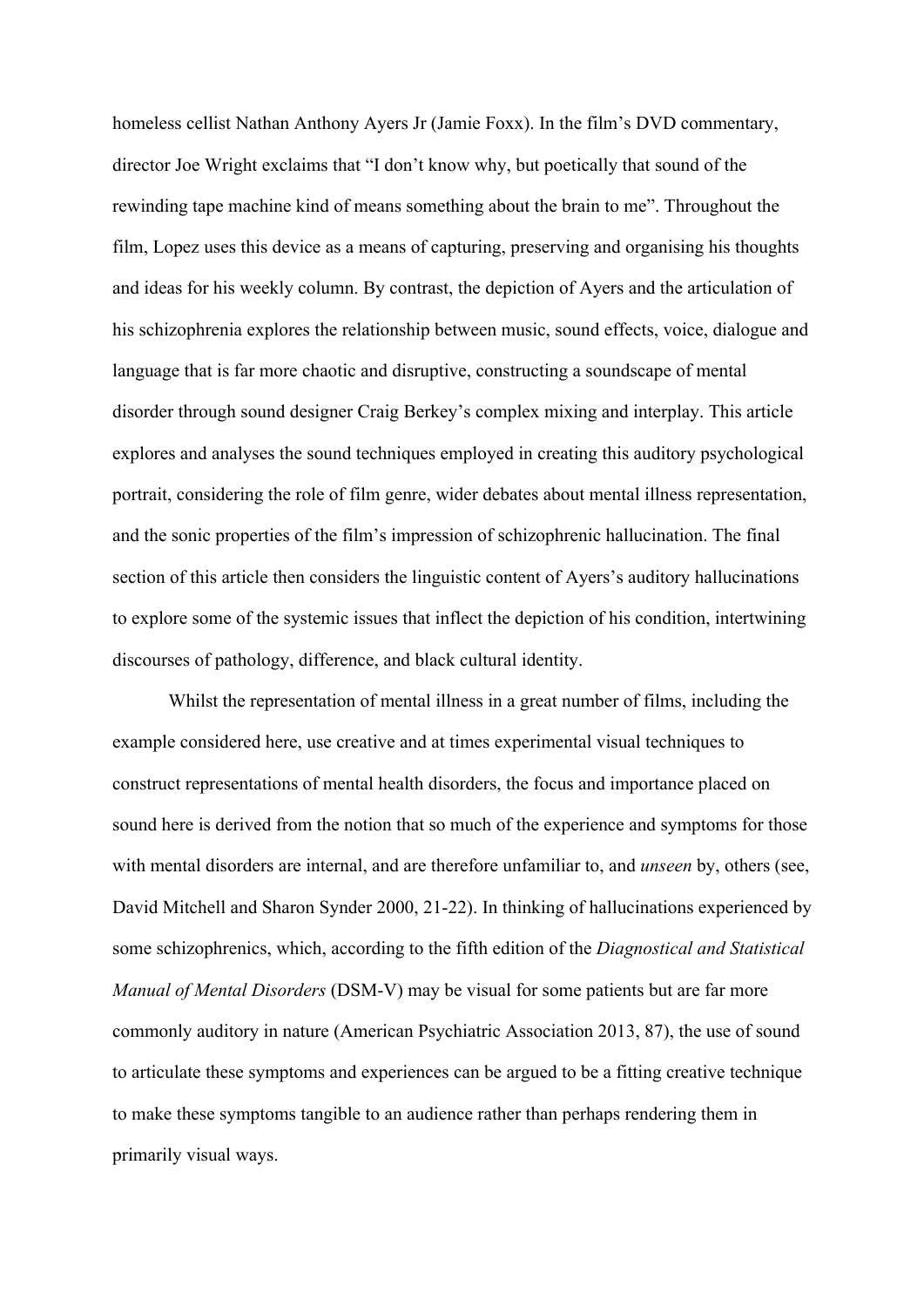homeless cellist Nathan Anthony Ayers Jr (Jamie Foxx). In the film's DVD commentary, director Joe Wright exclaims that "I don't know why, but poetically that sound of the rewinding tape machine kind of means something about the brain to me". Throughout the film, Lopez uses this device as a means of capturing, preserving and organising his thoughts and ideas for his weekly column. By contrast, the depiction of Ayers and the articulation of his schizophrenia explores the relationship between music, sound effects, voice, dialogue and language that is far more chaotic and disruptive, constructing a soundscape of mental disorder through sound designer Craig Berkey's complex mixing and interplay. This article explores and analyses the sound techniques employed in creating this auditory psychological portrait, considering the role of film genre, wider debates about mental illness representation, and the sonic properties of the film's impression of schizophrenic hallucination. The final section of this article then considers the linguistic content of Ayers's auditory hallucinations to explore some of the systemic issues that inflect the depiction of his condition, intertwining discourses of pathology, difference, and black cultural identity.

Whilst the representation of mental illness in a great number of films, including the example considered here, use creative and at times experimental visual techniques to construct representations of mental health disorders, the focus and importance placed on sound here is derived from the notion that so much of the experience and symptoms for those with mental disorders are internal, and are therefore unfamiliar to, and *unseen* by, others (see, David Mitchell and Sharon Synder 2000, 21-22). In thinking of hallucinations experienced by some schizophrenics, which, according to the fifth edition of the *Diagnostical and Statistical Manual of Mental Disorders* (DSM-V) may be visual for some patients but are far more commonly auditory in nature (American Psychiatric Association 2013, 87), the use of sound to articulate these symptoms and experiences can be argued to be a fitting creative technique to make these symptoms tangible to an audience rather than perhaps rendering them in primarily visual ways.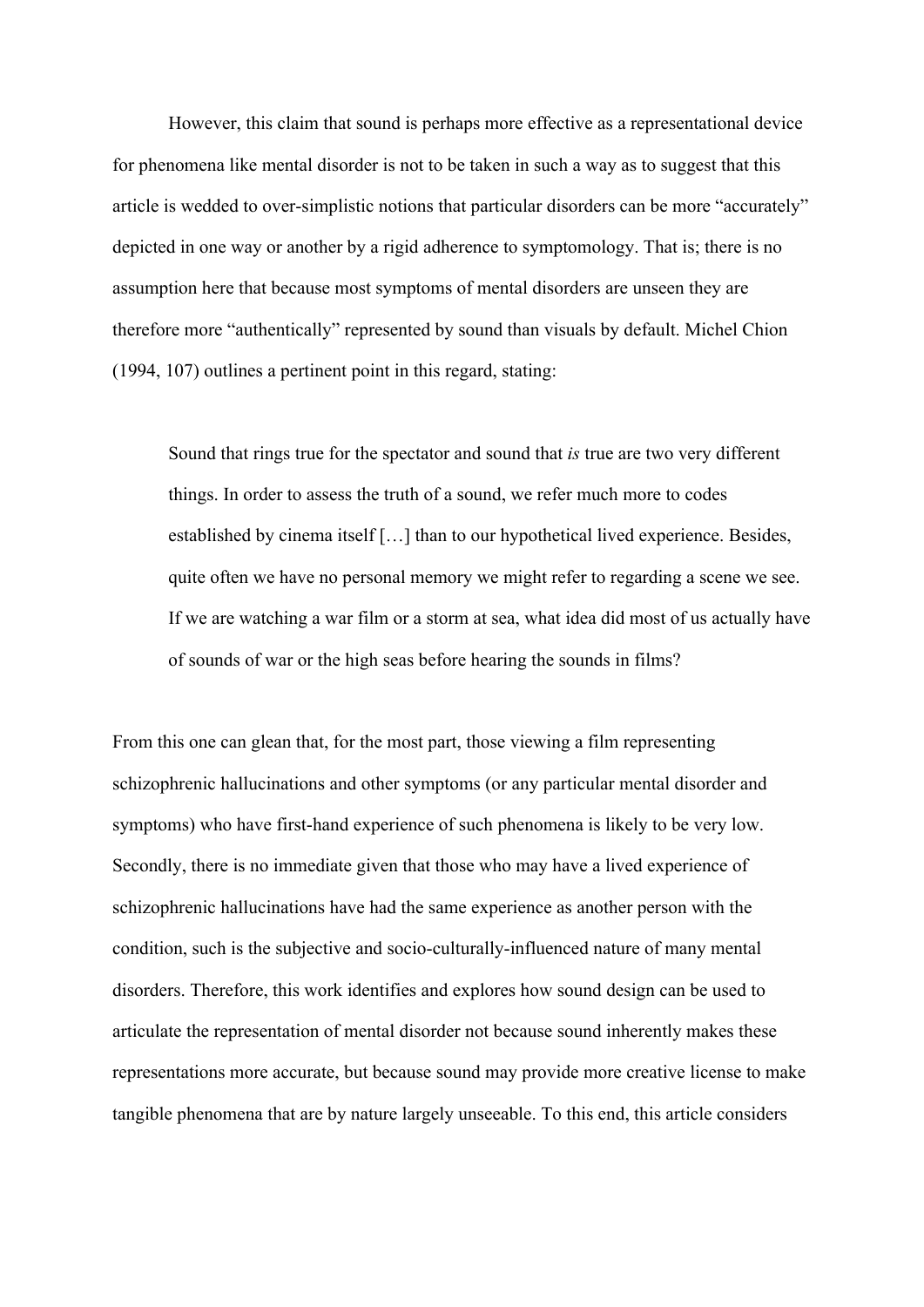However, this claim that sound is perhaps more effective as a representational device for phenomena like mental disorder is not to be taken in such a way as to suggest that this article is wedded to over-simplistic notions that particular disorders can be more "accurately" depicted in one way or another by a rigid adherence to symptomology. That is; there is no assumption here that because most symptoms of mental disorders are unseen they are therefore more "authentically" represented by sound than visuals by default. Michel Chion (1994, 107) outlines a pertinent point in this regard, stating:

> Sound that rings true for the spectator and sound that *is* true are two very different things. In order to assess the truth of a sound, we refer much more to codes established by cinema itself […] than to our hypothetical lived experience. Besides, quite often we have no personal memory we might refer to regarding a scene we see. If we are watching a war film or a storm at sea, what idea did most of us actually have of sounds of war or the high seas before hearing the sounds in films?

From this one can glean that, for the most part, those viewing a film representing schizophrenic hallucinations and other symptoms (or any particular mental disorder and symptoms) who have first-hand experience of such phenomena is likely to be very low. Secondly, there is no immediate given that those who may have a lived experience of schizophrenic hallucinations have had the same experience as another person with the condition, such is the subjective and socio-culturally-influenced nature of many mental disorders. Therefore, this work identifies and explores how sound design can be used to articulate the representation of mental disorder not because sound inherently makes these representations more accurate, but because sound may provide more creative license to make tangible phenomena that are by nature largely unseeable. To this end, this article considers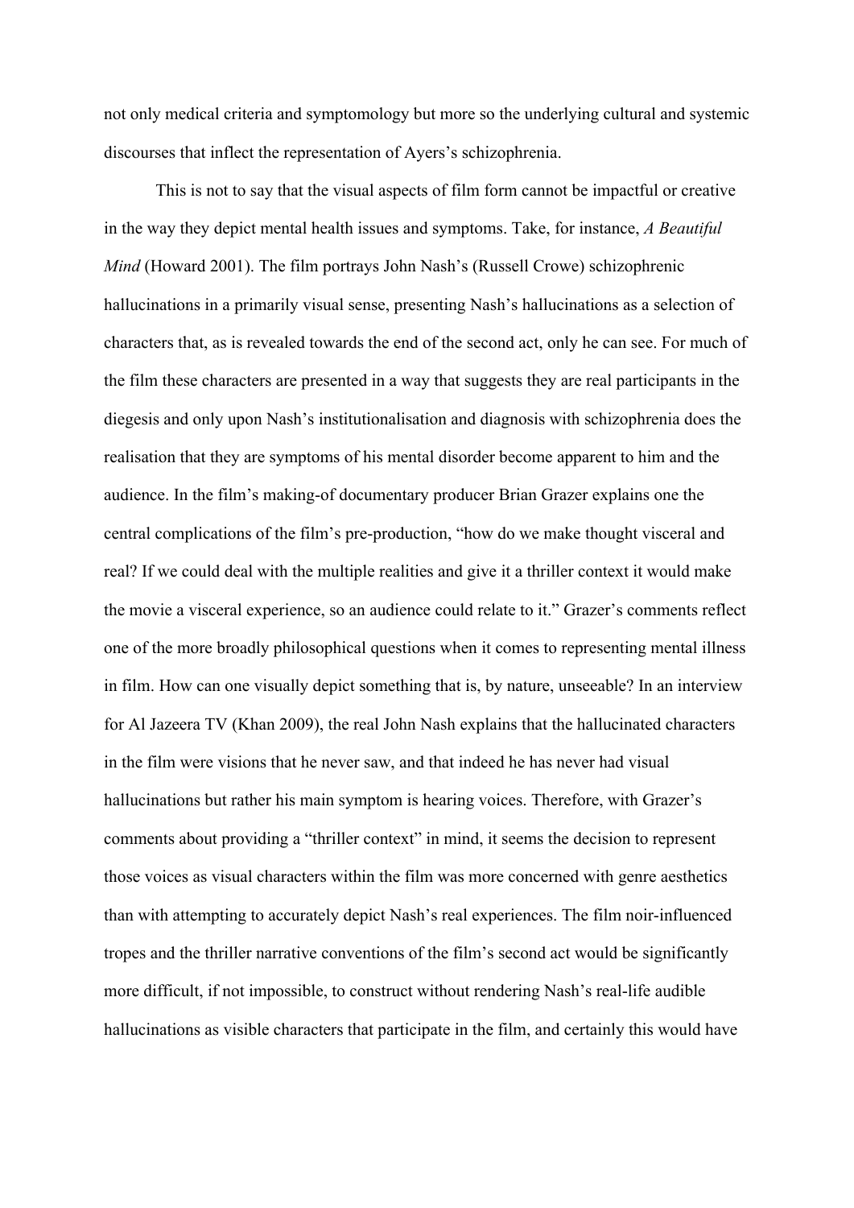not only medical criteria and symptomology but more so the underlying cultural and systemic discourses that inflect the representation of Ayers's schizophrenia.

This is not to say that the visual aspects of film form cannot be impactful or creative in the way they depict mental health issues and symptoms. Take, for instance, *A Beautiful Mind* (Howard 2001). The film portrays John Nash's (Russell Crowe) schizophrenic hallucinations in a primarily visual sense, presenting Nash's hallucinations as a selection of characters that, as is revealed towards the end of the second act, only he can see. For much of the film these characters are presented in a way that suggests they are real participants in the diegesis and only upon Nash's institutionalisation and diagnosis with schizophrenia does the realisation that they are symptoms of his mental disorder become apparent to him and the audience. In the film's making-of documentary producer Brian Grazer explains one the central complications of the film's pre-production, "how do we make thought visceral and real? If we could deal with the multiple realities and give it a thriller context it would make the movie a visceral experience, so an audience could relate to it." Grazer's comments reflect one of the more broadly philosophical questions when it comes to representing mental illness in film. How can one visually depict something that is, by nature, unseeable? In an interview for Al Jazeera TV (Khan 2009), the real John Nash explains that the hallucinated characters in the film were visions that he never saw, and that indeed he has never had visual hallucinations but rather his main symptom is hearing voices. Therefore, with Grazer's comments about providing a "thriller context" in mind, it seems the decision to represent those voices as visual characters within the film was more concerned with genre aesthetics than with attempting to accurately depict Nash's real experiences. The film noir-influenced tropes and the thriller narrative conventions of the film's second act would be significantly more difficult, if not impossible, to construct without rendering Nash's real-life audible hallucinations as visible characters that participate in the film, and certainly this would have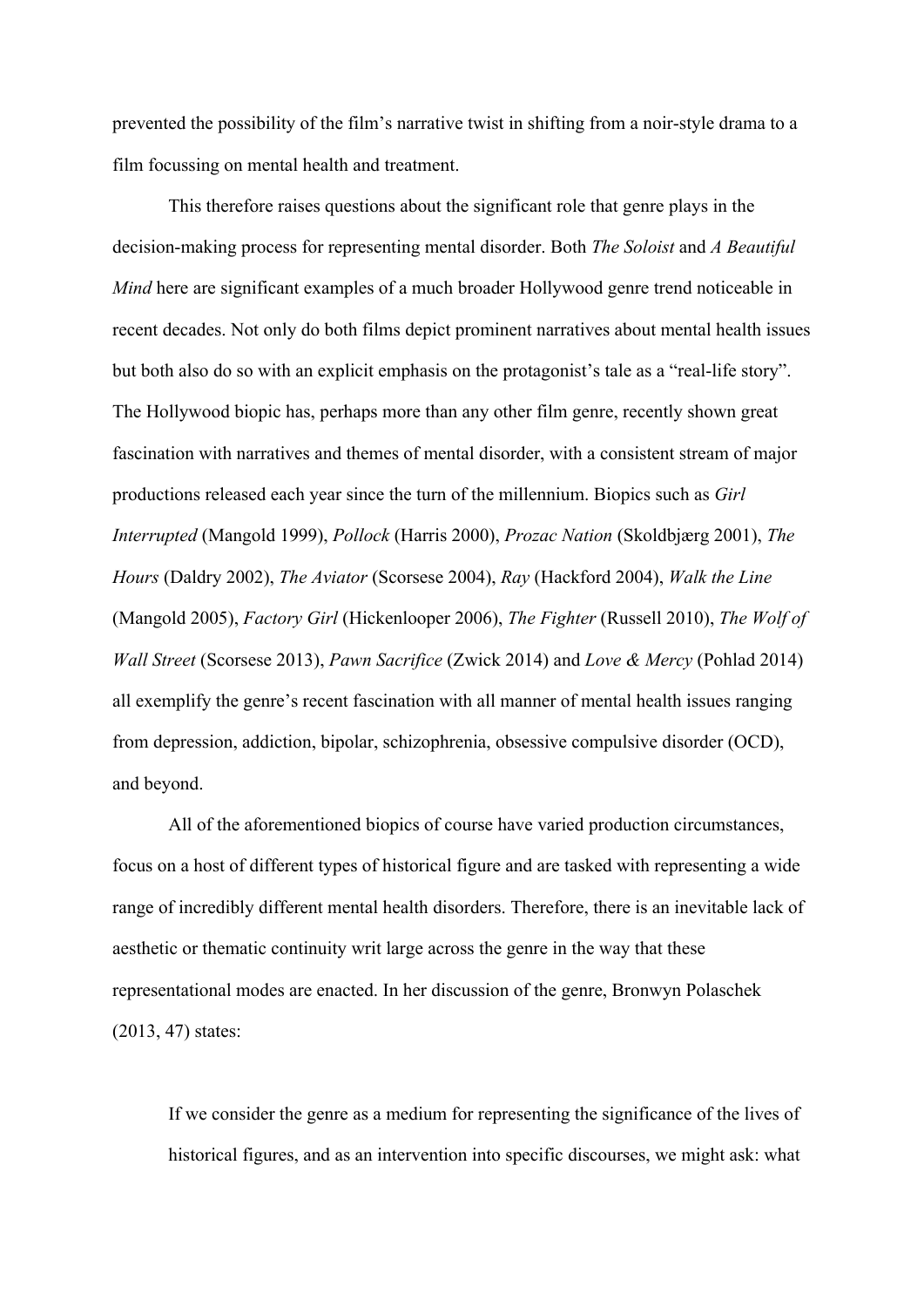prevented the possibility of the film's narrative twist in shifting from a noir-style drama to a film focussing on mental health and treatment.

This therefore raises questions about the significant role that genre plays in the decision-making process for representing mental disorder. Both *The Soloist* and *A Beautiful Mind* here are significant examples of a much broader Hollywood genre trend noticeable in recent decades. Not only do both films depict prominent narratives about mental health issues but both also do so with an explicit emphasis on the protagonist's tale as a "real-life story". The Hollywood biopic has, perhaps more than any other film genre, recently shown great fascination with narratives and themes of mental disorder, with a consistent stream of major productions released each year since the turn of the millennium. Biopics such as *Girl Interrupted* (Mangold 1999), *Pollock* (Harris 2000), *Prozac Nation* (Skoldbjærg 2001), *The Hours* (Daldry 2002), *The Aviator* (Scorsese 2004), *Ray* (Hackford 2004), *Walk the Line* (Mangold 2005), *Factory Girl* (Hickenlooper 2006), *The Fighter* (Russell 2010), *The Wolf of Wall Street* (Scorsese 2013), *Pawn Sacrifice* (Zwick 2014) and *Love & Mercy* (Pohlad 2014) all exemplify the genre's recent fascination with all manner of mental health issues ranging from depression, addiction, bipolar, schizophrenia, obsessive compulsive disorder (OCD), and beyond.

All of the aforementioned biopics of course have varied production circumstances, focus on a host of different types of historical figure and are tasked with representing a wide range of incredibly different mental health disorders. Therefore, there is an inevitable lack of aesthetic or thematic continuity writ large across the genre in the way that these representational modes are enacted. In her discussion of the genre, Bronwyn Polaschek (2013, 47) states:

> If we consider the genre as a medium for representing the significance of the lives of historical figures, and as an intervention into specific discourses, we might ask: what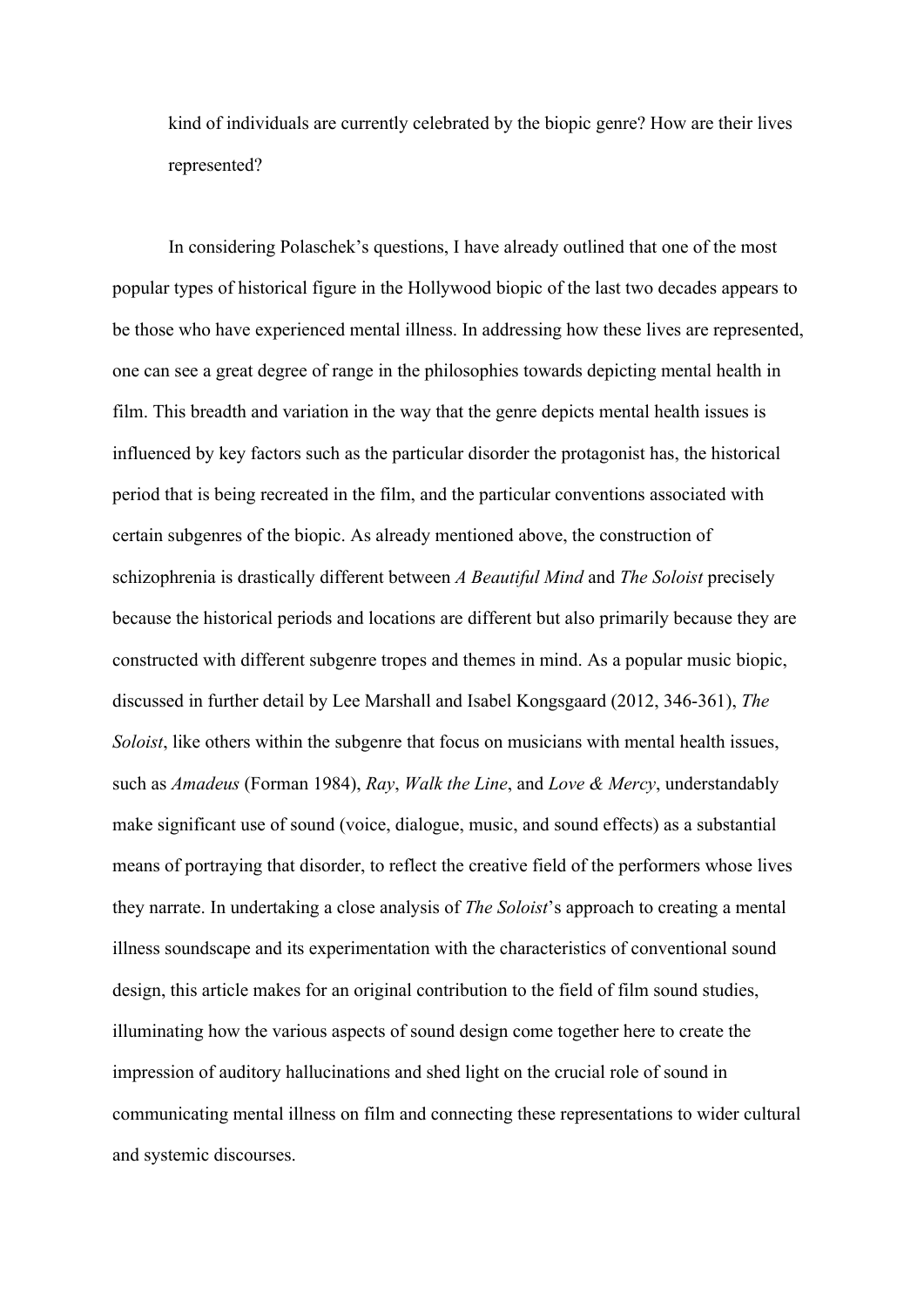kind of individuals are currently celebrated by the biopic genre? How are their lives represented?

In considering Polaschek's questions, I have already outlined that one of the most popular types of historical figure in the Hollywood biopic of the last two decades appears to be those who have experienced mental illness. In addressing how these lives are represented, one can see a great degree of range in the philosophies towards depicting mental health in film. This breadth and variation in the way that the genre depicts mental health issues is influenced by key factors such as the particular disorder the protagonist has, the historical period that is being recreated in the film, and the particular conventions associated with certain subgenres of the biopic. As already mentioned above, the construction of schizophrenia is drastically different between *A Beautiful Mind* and *The Soloist* precisely because the historical periods and locations are different but also primarily because they are constructed with different subgenre tropes and themes in mind. As a popular music biopic, discussed in further detail by Lee Marshall and Isabel Kongsgaard (2012, 346-361), *The Soloist*, like others within the subgenre that focus on musicians with mental health issues, such as *Amadeus* (Forman 1984), *Ray*, *Walk the Line*, and *Love & Mercy*, understandably make significant use of sound (voice, dialogue, music, and sound effects) as a substantial means of portraying that disorder, to reflect the creative field of the performers whose lives they narrate. In undertaking a close analysis of *The Soloist*'s approach to creating a mental illness soundscape and its experimentation with the characteristics of conventional sound design, this article makes for an original contribution to the field of film sound studies, illuminating how the various aspects of sound design come together here to create the impression of auditory hallucinations and shed light on the crucial role of sound in communicating mental illness on film and connecting these representations to wider cultural and systemic discourses.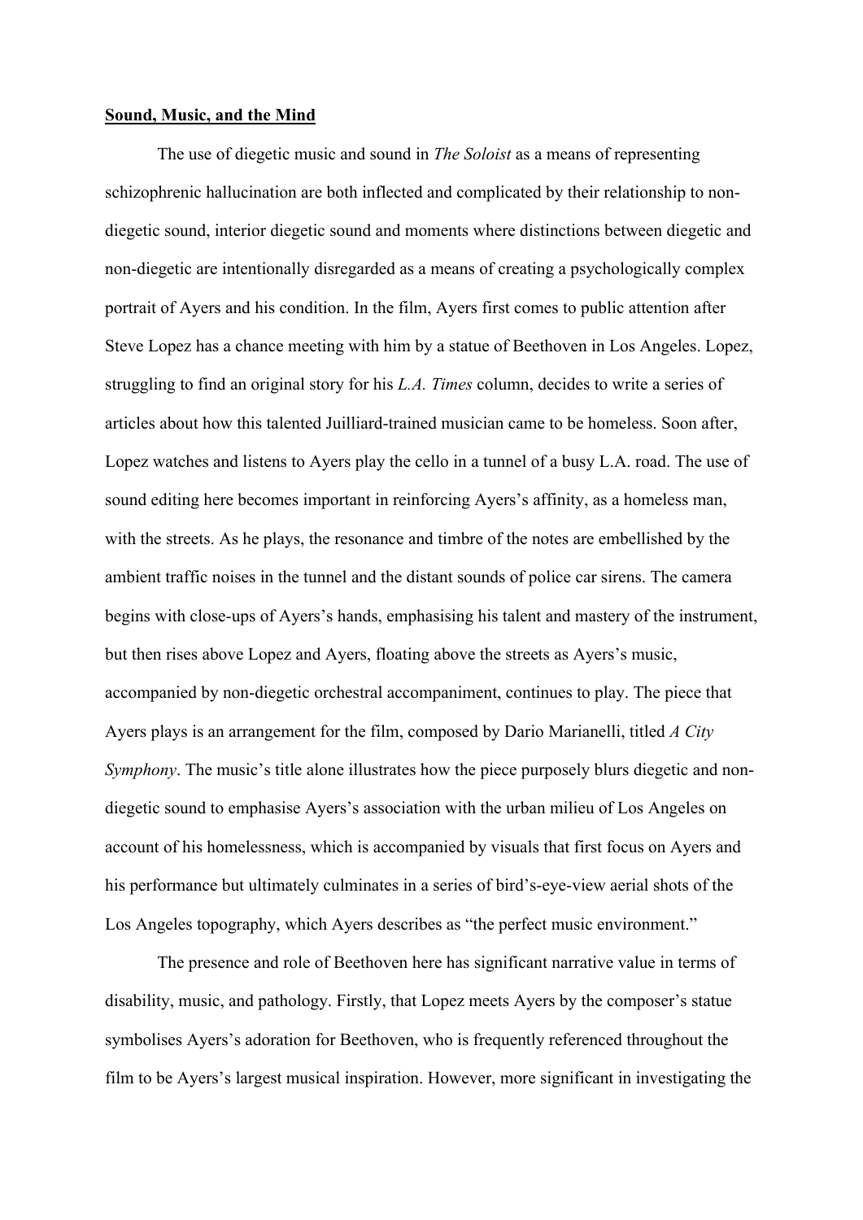**Sound, Music, and the Mind**

The use of diegetic music and sound in *The Soloist* as a means of representing schizophrenic hallucination are both inflected and complicated by their relationship to non-diegetic sound, interior diegetic sound and moments where distinctions between diegetic and non-diegetic are intentionally disregarded as a means of creating a psychologically complex portrait of Ayers and his condition. In the film, Ayers first comes to public attention after Steve Lopez has a chance meeting with him by a statue of Beethoven in Los Angeles. Lopez, struggling to find an original story for his *L.A. Times* column, decides to write a series of articles about how this talented Juilliard-trained musician came to be homeless. Soon after, Lopez watches and listens to Ayers play the cello in a tunnel of a busy L.A. road. The use of sound editing here becomes important in reinforcing Ayers's affinity, as a homeless man, with the streets. As he plays, the resonance and timbre of the notes are embellished by the ambient traffic noises in the tunnel and the distant sounds of police car sirens. The camera begins with close-ups of Ayers's hands, emphasising his talent and mastery of the instrument, but then rises above Lopez and Ayers, floating above the streets as Ayers's music, accompanied by non-diegetic orchestral accompaniment, continues to play. The piece that Ayers plays is an arrangement for the film, composed by Dario Marianelli, titled *A City Symphony*. The music's title alone illustrates how the piece purposely blurs diegetic and non-diegetic sound to emphasise Ayers's association with the urban milieu of Los Angeles on account of his homelessness, which is accompanied by visuals that first focus on Ayers and his performance but ultimately culminates in a series of bird's-eye-view aerial shots of the Los Angeles topography, which Ayers describes as "the perfect music environment."

The presence and role of Beethoven here has significant narrative value in terms of disability, music, and pathology. Firstly, that Lopez meets Ayers by the composer's statue symbolises Ayers's adoration for Beethoven, who is frequently referenced throughout the film to be Ayers's largest musical inspiration. However, more significant in investigating the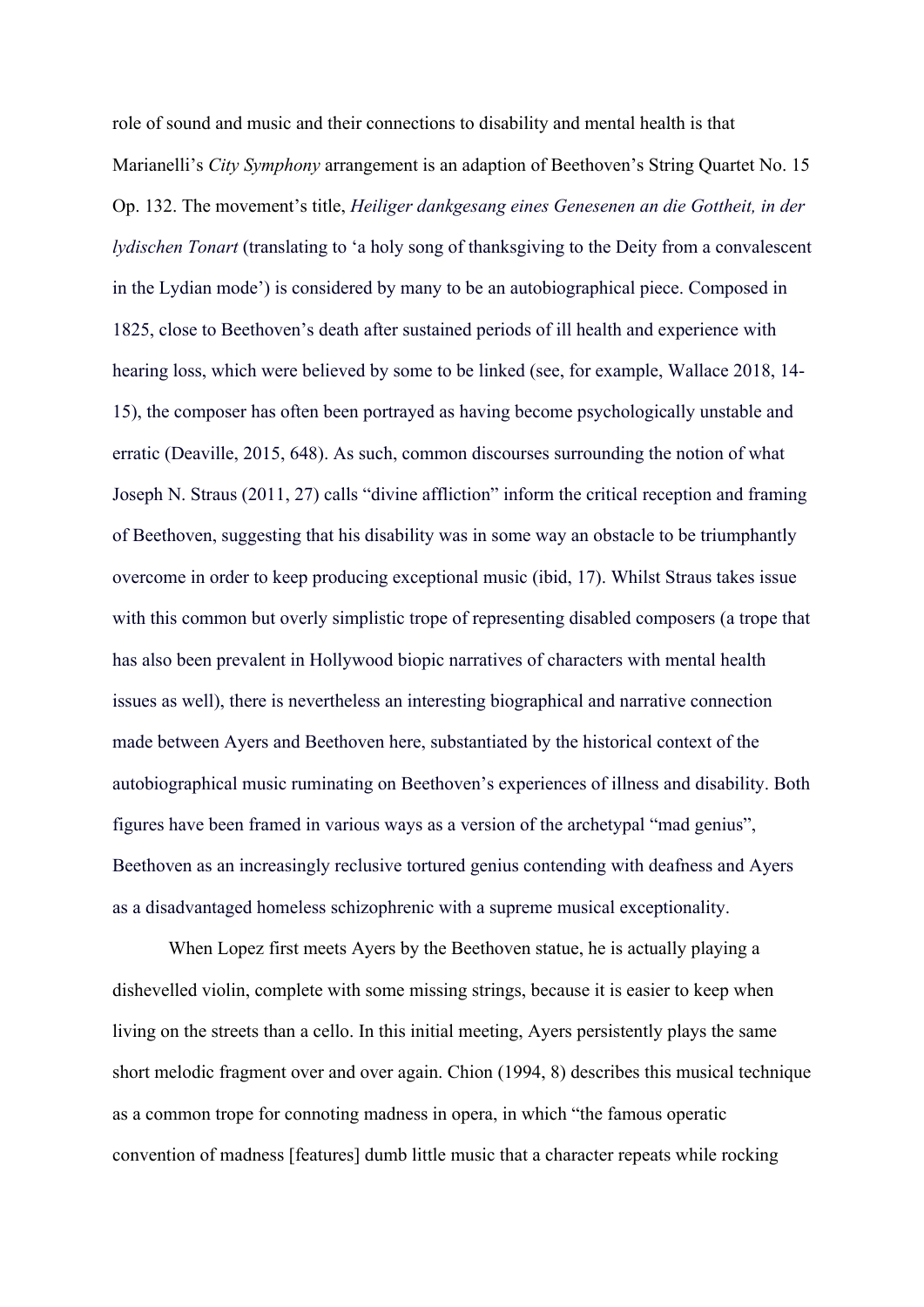role of sound and music and their connections to disability and mental health is that Marianelli's *City Symphony* arrangement is an adaption of Beethoven's String Quartet No. 15 Op. 132. The movement's title, *Heiliger dankgesang eines Genesenen an die Gottheit, in der lydischen Tonart* (translating to 'a holy song of thanksgiving to the Deity from a convalescent in the Lydian mode') is considered by many to be an autobiographical piece. Composed in 1825, close to Beethoven's death after sustained periods of ill health and experience with hearing loss, which were believed by some to be linked (see, for example, Wallace 2018, 14-15), the composer has often been portrayed as having become psychologically unstable and erratic (Deaville, 2015, 648). As such, common discourses surrounding the notion of what Joseph N. Straus (2011, 27) calls "divine affliction" inform the critical reception and framing of Beethoven, suggesting that his disability was in some way an obstacle to be triumphantly overcome in order to keep producing exceptional music (ibid, 17). Whilst Straus takes issue with this common but overly simplistic trope of representing disabled composers (a trope that has also been prevalent in Hollywood biopic narratives of characters with mental health issues as well), there is nevertheless an interesting biographical and narrative connection made between Ayers and Beethoven here, substantiated by the historical context of the autobiographical music ruminating on Beethoven's experiences of illness and disability. Both figures have been framed in various ways as a version of the archetypal "mad genius", Beethoven as an increasingly reclusive tortured genius contending with deafness and Ayers as a disadvantaged homeless schizophrenic with a supreme musical exceptionality.

When Lopez first meets Ayers by the Beethoven statue, he is actually playing a dishevelled violin, complete with some missing strings, because it is easier to keep when living on the streets than a cello. In this initial meeting, Ayers persistently plays the same short melodic fragment over and over again. Chion (1994, 8) describes this musical technique as a common trope for connoting madness in opera, in which "the famous operatic convention of madness [features] dumb little music that a character repeats while rocking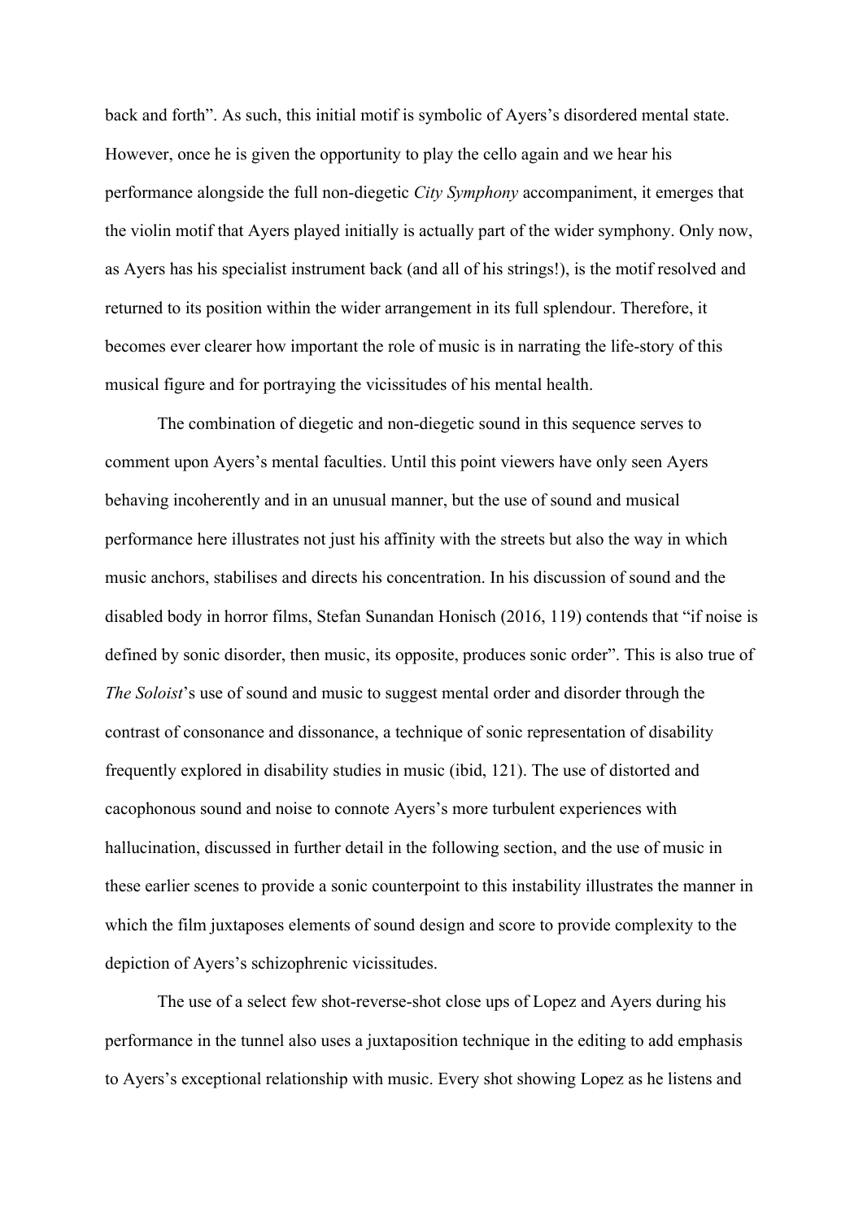back and forth". As such, this initial motif is symbolic of Ayers's disordered mental state. However, once he is given the opportunity to play the cello again and we hear his performance alongside the full non-diegetic *City Symphony* accompaniment, it emerges that the violin motif that Ayers played initially is actually part of the wider symphony. Only now, as Ayers has his specialist instrument back (and all of his strings!), is the motif resolved and returned to its position within the wider arrangement in its full splendour. Therefore, it becomes ever clearer how important the role of music is in narrating the life-story of this musical figure and for portraying the vicissitudes of his mental health.

The combination of diegetic and non-diegetic sound in this sequence serves to comment upon Ayers's mental faculties. Until this point viewers have only seen Ayers behaving incoherently and in an unusual manner, but the use of sound and musical performance here illustrates not just his affinity with the streets but also the way in which music anchors, stabilises and directs his concentration. In his discussion of sound and the disabled body in horror films, Stefan Sunandan Honisch (2016, 119) contends that "if noise is defined by sonic disorder, then music, its opposite, produces sonic order". This is also true of *The Soloist*'s use of sound and music to suggest mental order and disorder through the contrast of consonance and dissonance, a technique of sonic representation of disability frequently explored in disability studies in music (ibid, 121). The use of distorted and cacophonous sound and noise to connote Ayers's more turbulent experiences with hallucination, discussed in further detail in the following section, and the use of music in these earlier scenes to provide a sonic counterpoint to this instability illustrates the manner in which the film juxtaposes elements of sound design and score to provide complexity to the depiction of Ayers's schizophrenic vicissitudes.

The use of a select few shot-reverse-shot close ups of Lopez and Ayers during his performance in the tunnel also uses a juxtaposition technique in the editing to add emphasis to Ayers's exceptional relationship with music. Every shot showing Lopez as he listens and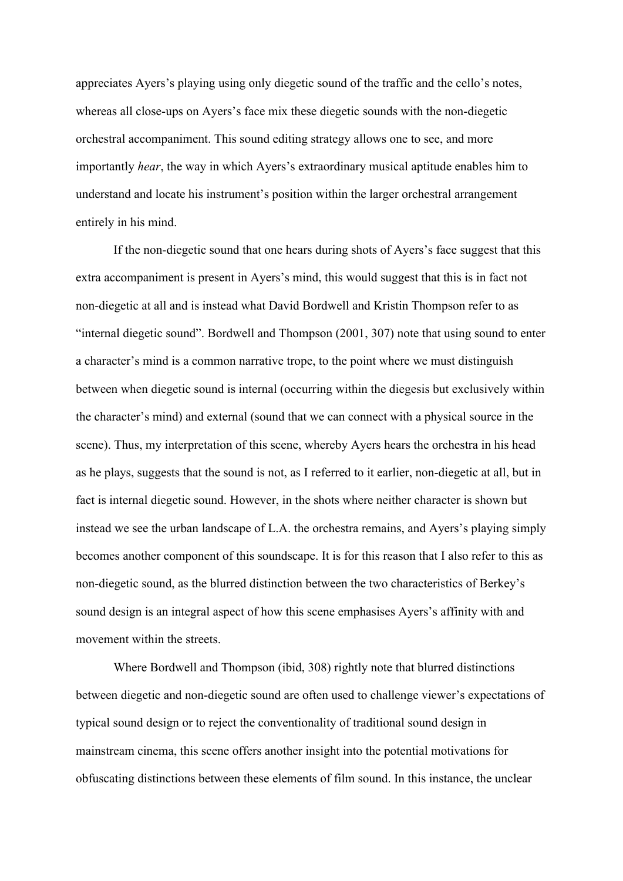appreciates Ayers's playing using only diegetic sound of the traffic and the cello's notes, whereas all close-ups on Ayers's face mix these diegetic sounds with the non-diegetic orchestral accompaniment. This sound editing strategy allows one to see, and more importantly *hear*, the way in which Ayers's extraordinary musical aptitude enables him to understand and locate his instrument's position within the larger orchestral arrangement entirely in his mind.

If the non-diegetic sound that one hears during shots of Ayers's face suggest that this extra accompaniment is present in Ayers's mind, this would suggest that this is in fact not non-diegetic at all and is instead what David Bordwell and Kristin Thompson refer to as "internal diegetic sound". Bordwell and Thompson (2001, 307) note that using sound to enter a character's mind is a common narrative trope, to the point where we must distinguish between when diegetic sound is internal (occurring within the diegesis but exclusively within the character's mind) and external (sound that we can connect with a physical source in the scene). Thus, my interpretation of this scene, whereby Ayers hears the orchestra in his head as he plays, suggests that the sound is not, as I referred to it earlier, non-diegetic at all, but in fact is internal diegetic sound. However, in the shots where neither character is shown but instead we see the urban landscape of L.A. the orchestra remains, and Ayers's playing simply becomes another component of this soundscape. It is for this reason that I also refer to this as non-diegetic sound, as the blurred distinction between the two characteristics of Berkey's sound design is an integral aspect of how this scene emphasises Ayers's affinity with and movement within the streets.

Where Bordwell and Thompson (ibid, 308) rightly note that blurred distinctions between diegetic and non-diegetic sound are often used to challenge viewer's expectations of typical sound design or to reject the conventionality of traditional sound design in mainstream cinema, this scene offers another insight into the potential motivations for obfuscating distinctions between these elements of film sound. In this instance, the unclear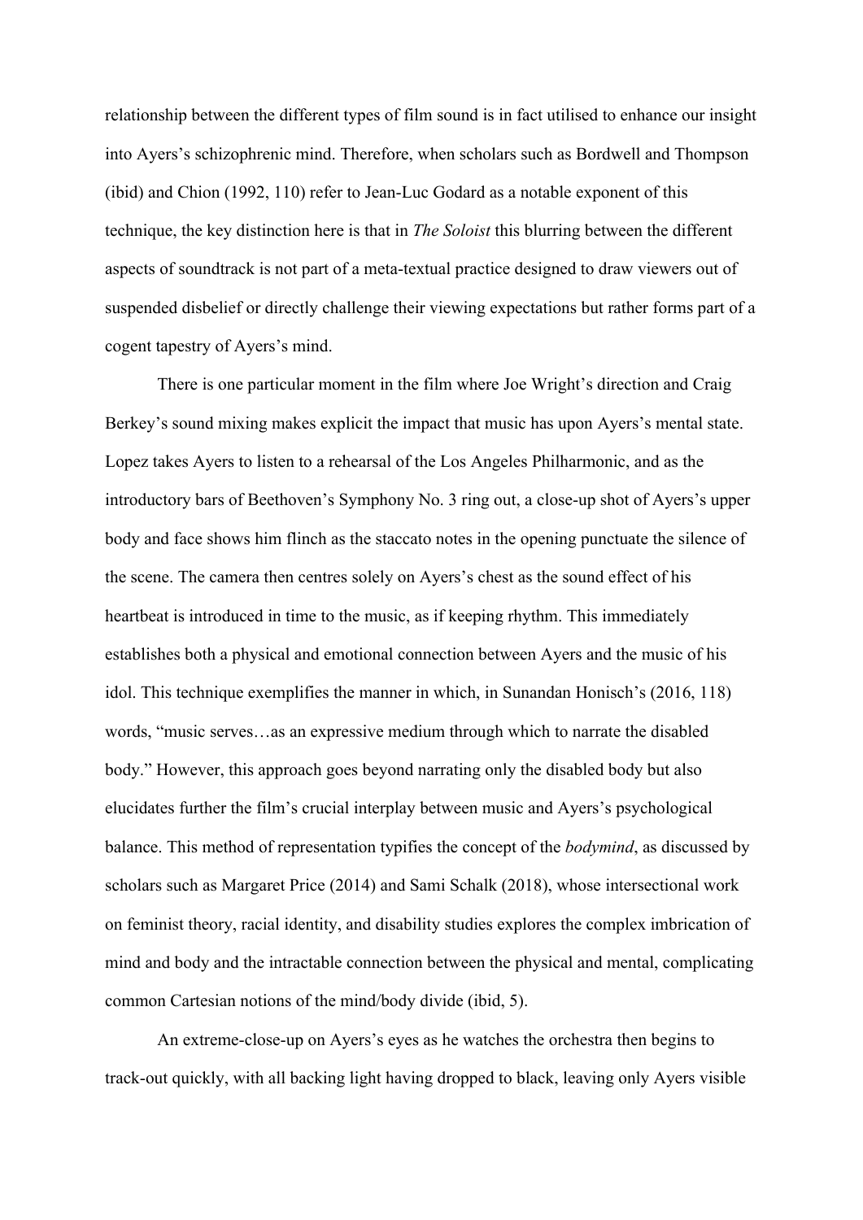relationship between the different types of film sound is in fact utilised to enhance our insight into Ayers's schizophrenic mind. Therefore, when scholars such as Bordwell and Thompson (ibid) and Chion (1992, 110) refer to Jean-Luc Godard as a notable exponent of this technique, the key distinction here is that in *The Soloist* this blurring between the different aspects of soundtrack is not part of a meta-textual practice designed to draw viewers out of suspended disbelief or directly challenge their viewing expectations but rather forms part of a cogent tapestry of Ayers's mind.

There is one particular moment in the film where Joe Wright's direction and Craig Berkey's sound mixing makes explicit the impact that music has upon Ayers's mental state. Lopez takes Ayers to listen to a rehearsal of the Los Angeles Philharmonic, and as the introductory bars of Beethoven's Symphony No. 3 ring out, a close-up shot of Ayers's upper body and face shows him flinch as the staccato notes in the opening punctuate the silence of the scene. The camera then centres solely on Ayers's chest as the sound effect of his heartbeat is introduced in time to the music, as if keeping rhythm. This immediately establishes both a physical and emotional connection between Ayers and the music of his idol. This technique exemplifies the manner in which, in Sunandan Honisch's (2016, 118) words, "music serves…as an expressive medium through which to narrate the disabled body." However, this approach goes beyond narrating only the disabled body but also elucidates further the film's crucial interplay between music and Ayers's psychological balance. This method of representation typifies the concept of the *bodymind*, as discussed by scholars such as Margaret Price (2014) and Sami Schalk (2018), whose intersectional work on feminist theory, racial identity, and disability studies explores the complex imbrication of mind and body and the intractable connection between the physical and mental, complicating common Cartesian notions of the mind/body divide (ibid, 5).

An extreme-close-up on Ayers's eyes as he watches the orchestra then begins to track-out quickly, with all backing light having dropped to black, leaving only Ayers visible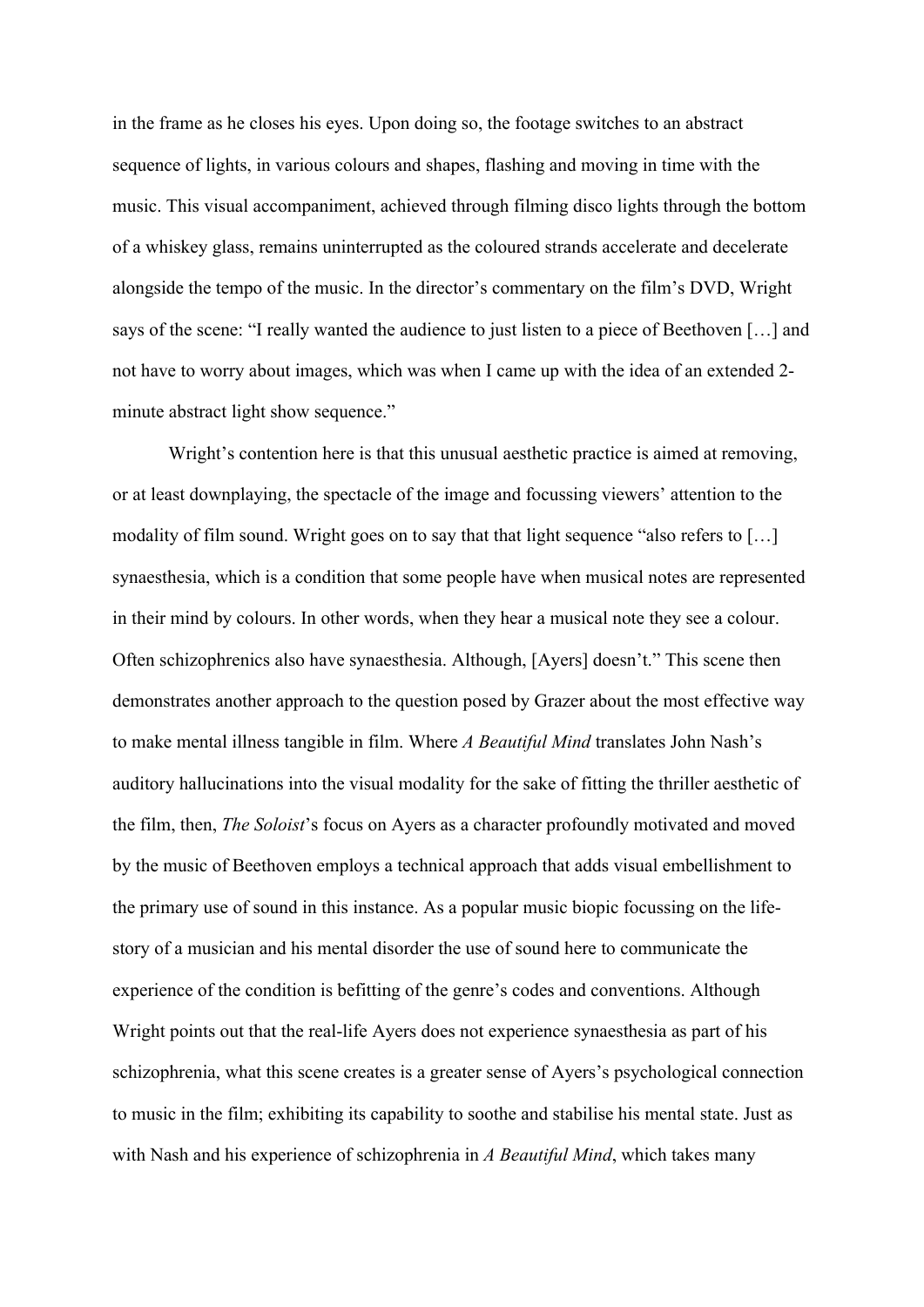in the frame as he closes his eyes. Upon doing so, the footage switches to an abstract sequence of lights, in various colours and shapes, flashing and moving in time with the music. This visual accompaniment, achieved through filming disco lights through the bottom of a whiskey glass, remains uninterrupted as the coloured strands accelerate and decelerate alongside the tempo of the music. In the director's commentary on the film's DVD, Wright says of the scene: "I really wanted the audience to just listen to a piece of Beethoven […] and not have to worry about images, which was when I came up with the idea of an extended 2-minute abstract light show sequence."

Wright's contention here is that this unusual aesthetic practice is aimed at removing, or at least downplaying, the spectacle of the image and focussing viewers' attention to the modality of film sound. Wright goes on to say that that light sequence "also refers to […] synaesthesia, which is a condition that some people have when musical notes are represented in their mind by colours. In other words, when they hear a musical note they see a colour. Often schizophrenics also have synaesthesia. Although, [Ayers] doesn't." This scene then demonstrates another approach to the question posed by Grazer about the most effective way to make mental illness tangible in film. Where *A Beautiful Mind* translates John Nash's auditory hallucinations into the visual modality for the sake of fitting the thriller aesthetic of the film, then, *The Soloist*'s focus on Ayers as a character profoundly motivated and moved by the music of Beethoven employs a technical approach that adds visual embellishment to the primary use of sound in this instance. As a popular music biopic focussing on the life-story of a musician and his mental disorder the use of sound here to communicate the experience of the condition is befitting of the genre's codes and conventions. Although Wright points out that the real-life Ayers does not experience synaesthesia as part of his schizophrenia, what this scene creates is a greater sense of Ayers's psychological connection to music in the film; exhibiting its capability to soothe and stabilise his mental state. Just as with Nash and his experience of schizophrenia in *A Beautiful Mind*, which takes many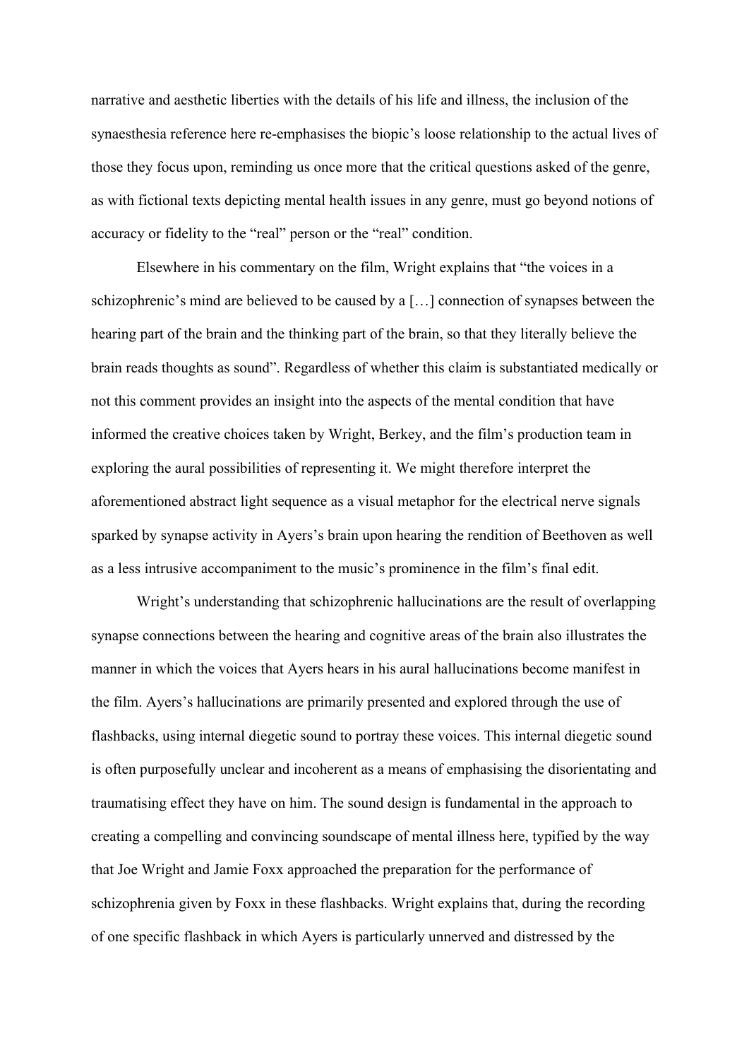narrative and aesthetic liberties with the details of his life and illness, the inclusion of the synaesthesia reference here re-emphasises the biopic's loose relationship to the actual lives of those they focus upon, reminding us once more that the critical questions asked of the genre, as with fictional texts depicting mental health issues in any genre, must go beyond notions of accuracy or fidelity to the "real" person or the "real" condition.

Elsewhere in his commentary on the film, Wright explains that "the voices in a schizophrenic's mind are believed to be caused by a […] connection of synapses between the hearing part of the brain and the thinking part of the brain, so that they literally believe the brain reads thoughts as sound". Regardless of whether this claim is substantiated medically or not this comment provides an insight into the aspects of the mental condition that have informed the creative choices taken by Wright, Berkey, and the film's production team in exploring the aural possibilities of representing it. We might therefore interpret the aforementioned abstract light sequence as a visual metaphor for the electrical nerve signals sparked by synapse activity in Ayers's brain upon hearing the rendition of Beethoven as well as a less intrusive accompaniment to the music's prominence in the film's final edit.

Wright's understanding that schizophrenic hallucinations are the result of overlapping synapse connections between the hearing and cognitive areas of the brain also illustrates the manner in which the voices that Ayers hears in his aural hallucinations become manifest in the film. Ayers's hallucinations are primarily presented and explored through the use of flashbacks, using internal diegetic sound to portray these voices. This internal diegetic sound is often purposefully unclear and incoherent as a means of emphasising the disorientating and traumatising effect they have on him. The sound design is fundamental in the approach to creating a compelling and convincing soundscape of mental illness here, typified by the way that Joe Wright and Jamie Foxx approached the preparation for the performance of schizophrenia given by Foxx in these flashbacks. Wright explains that, during the recording of one specific flashback in which Ayers is particularly unnerved and distressed by the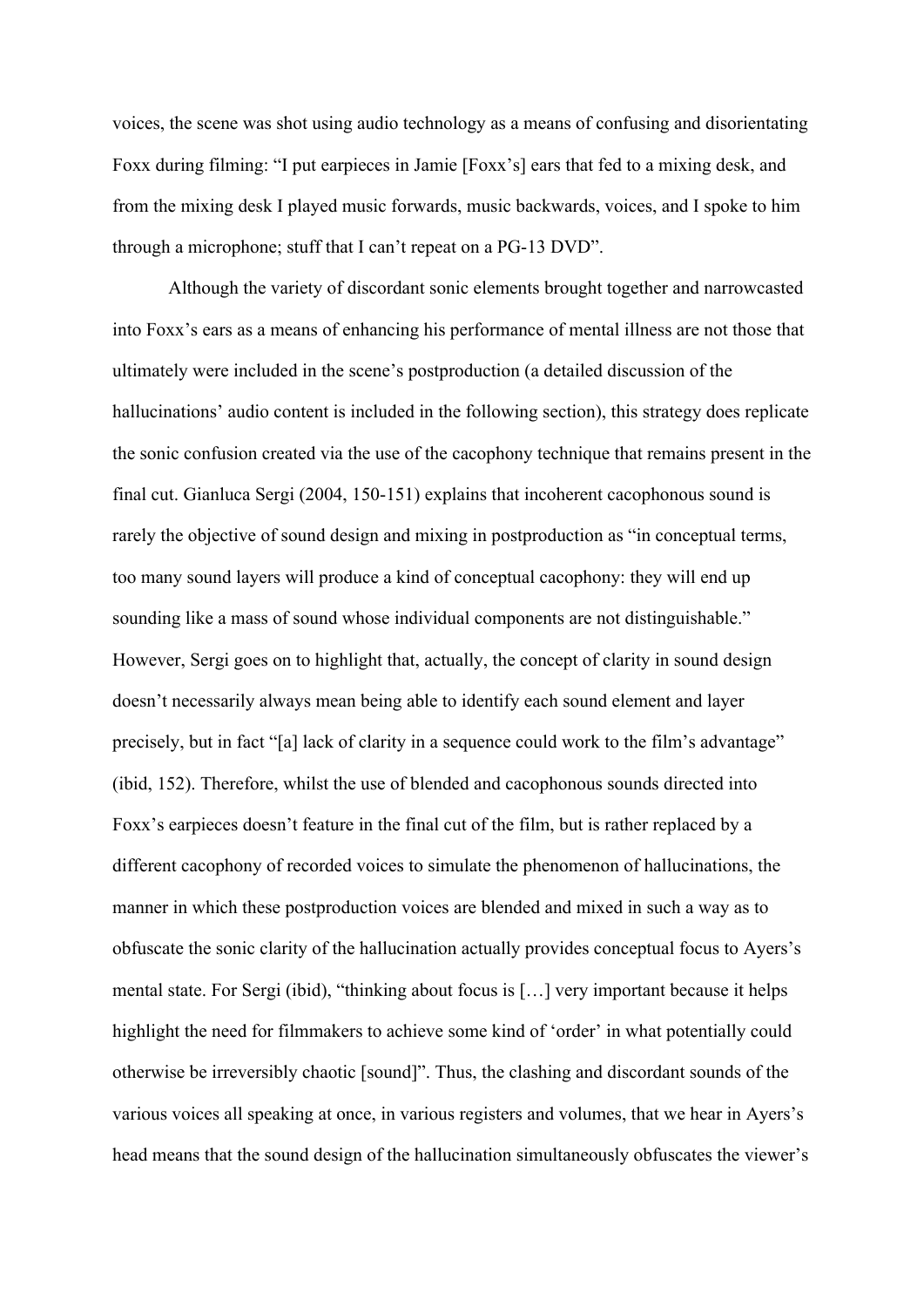voices, the scene was shot using audio technology as a means of confusing and disorientating Foxx during filming: "I put earpieces in Jamie [Foxx's] ears that fed to a mixing desk, and from the mixing desk I played music forwards, music backwards, voices, and I spoke to him through a microphone; stuff that I can't repeat on a PG-13 DVD".

Although the variety of discordant sonic elements brought together and narrowcasted into Foxx's ears as a means of enhancing his performance of mental illness are not those that ultimately were included in the scene's postproduction (a detailed discussion of the hallucinations' audio content is included in the following section), this strategy does replicate the sonic confusion created via the use of the cacophony technique that remains present in the final cut. Gianluca Sergi (2004, 150-151) explains that incoherent cacophonous sound is rarely the objective of sound design and mixing in postproduction as "in conceptual terms, too many sound layers will produce a kind of conceptual cacophony: they will end up sounding like a mass of sound whose individual components are not distinguishable." However, Sergi goes on to highlight that, actually, the concept of clarity in sound design doesn't necessarily always mean being able to identify each sound element and layer precisely, but in fact "[a] lack of clarity in a sequence could work to the film's advantage" (ibid, 152). Therefore, whilst the use of blended and cacophonous sounds directed into Foxx's earpieces doesn't feature in the final cut of the film, but is rather replaced by a different cacophony of recorded voices to simulate the phenomenon of hallucinations, the manner in which these postproduction voices are blended and mixed in such a way as to obfuscate the sonic clarity of the hallucination actually provides conceptual focus to Ayers's mental state. For Sergi (ibid), "thinking about focus is […] very important because it helps highlight the need for filmmakers to achieve some kind of 'order' in what potentially could otherwise be irreversibly chaotic [sound]". Thus, the clashing and discordant sounds of the various voices all speaking at once, in various registers and volumes, that we hear in Ayers's head means that the sound design of the hallucination simultaneously obfuscates the viewer's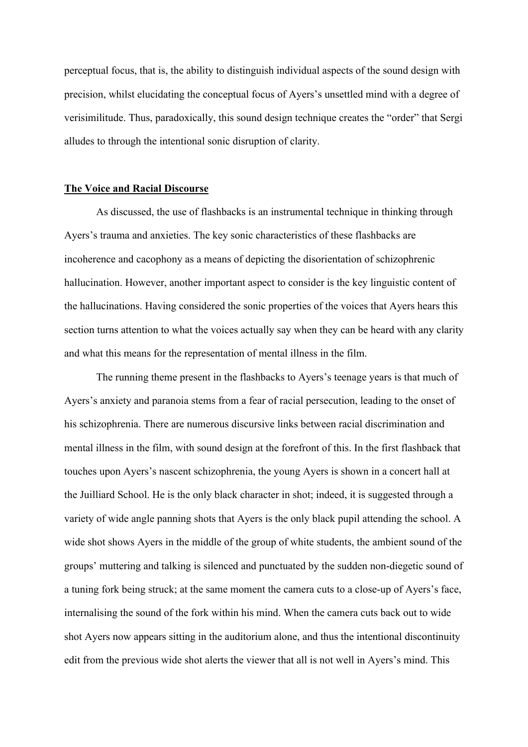perceptual focus, that is, the ability to distinguish individual aspects of the sound design with precision, whilst elucidating the conceptual focus of Ayers's unsettled mind with a degree of verisimilitude. Thus, paradoxically, this sound design technique creates the "order" that Sergi alludes to through the intentional sonic disruption of clarity.

## **The Voice and Racial Discourse**

As discussed, the use of flashbacks is an instrumental technique in thinking through Ayers's trauma and anxieties. The key sonic characteristics of these flashbacks are incoherence and cacophony as a means of depicting the disorientation of schizophrenic hallucination. However, another important aspect to consider is the key linguistic content of the hallucinations. Having considered the sonic properties of the voices that Ayers hears this section turns attention to what the voices actually say when they can be heard with any clarity and what this means for the representation of mental illness in the film.

The running theme present in the flashbacks to Ayers's teenage years is that much of Ayers's anxiety and paranoia stems from a fear of racial persecution, leading to the onset of his schizophrenia. There are numerous discursive links between racial discrimination and mental illness in the film, with sound design at the forefront of this. In the first flashback that touches upon Ayers's nascent schizophrenia, the young Ayers is shown in a concert hall at the Juilliard School. He is the only black character in shot; indeed, it is suggested through a variety of wide angle panning shots that Ayers is the only black pupil attending the school. A wide shot shows Ayers in the middle of the group of white students, the ambient sound of the groups' muttering and talking is silenced and punctuated by the sudden non-diegetic sound of a tuning fork being struck; at the same moment the camera cuts to a close-up of Ayers's face, internalising the sound of the fork within his mind. When the camera cuts back out to wide shot Ayers now appears sitting in the auditorium alone, and thus the intentional discontinuity edit from the previous wide shot alerts the viewer that all is not well in Ayers's mind. This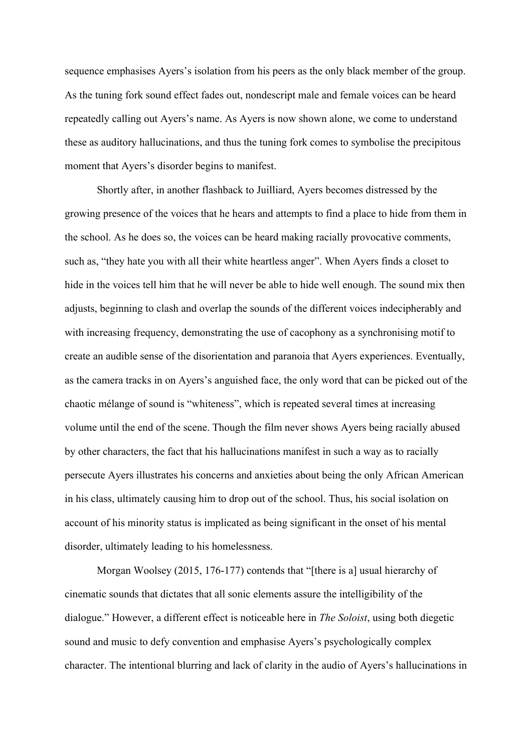sequence emphasises Ayers's isolation from his peers as the only black member of the group. As the tuning fork sound effect fades out, nondescript male and female voices can be heard repeatedly calling out Ayers's name. As Ayers is now shown alone, we come to understand these as auditory hallucinations, and thus the tuning fork comes to symbolise the precipitous moment that Ayers's disorder begins to manifest.

Shortly after, in another flashback to Juilliard, Ayers becomes distressed by the growing presence of the voices that he hears and attempts to find a place to hide from them in the school. As he does so, the voices can be heard making racially provocative comments, such as, "they hate you with all their white heartless anger". When Ayers finds a closet to hide in the voices tell him that he will never be able to hide well enough. The sound mix then adjusts, beginning to clash and overlap the sounds of the different voices indecipherably and with increasing frequency, demonstrating the use of cacophony as a synchronising motif to create an audible sense of the disorientation and paranoia that Ayers experiences. Eventually, as the camera tracks in on Ayers's anguished face, the only word that can be picked out of the chaotic mélange of sound is "whiteness", which is repeated several times at increasing volume until the end of the scene. Though the film never shows Ayers being racially abused by other characters, the fact that his hallucinations manifest in such a way as to racially persecute Ayers illustrates his concerns and anxieties about being the only African American in his class, ultimately causing him to drop out of the school. Thus, his social isolation on account of his minority status is implicated as being significant in the onset of his mental disorder, ultimately leading to his homelessness.

Morgan Woolsey (2015, 176-177) contends that "[there is a] usual hierarchy of cinematic sounds that dictates that all sonic elements assure the intelligibility of the dialogue." However, a different effect is noticeable here in *The Soloist*, using both diegetic sound and music to defy convention and emphasise Ayers's psychologically complex character. The intentional blurring and lack of clarity in the audio of Ayers's hallucinations in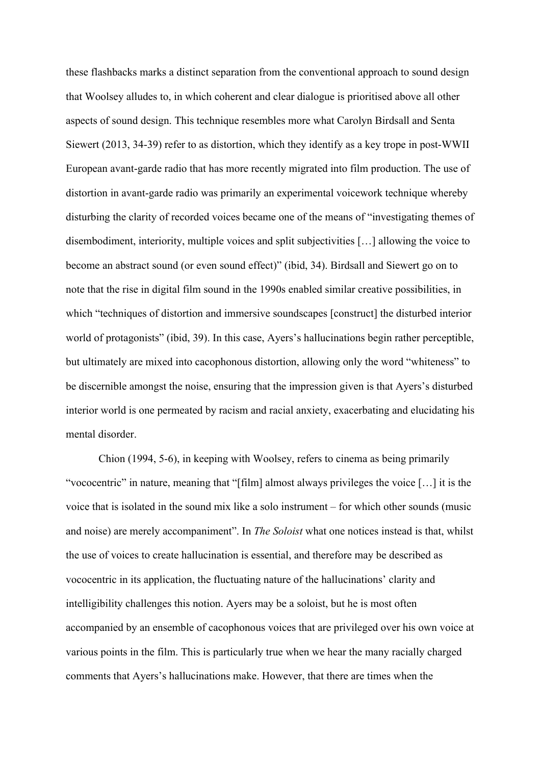these flashbacks marks a distinct separation from the conventional approach to sound design that Woolsey alludes to, in which coherent and clear dialogue is prioritised above all other aspects of sound design. This technique resembles more what Carolyn Birdsall and Senta Siewert (2013, 34-39) refer to as distortion, which they identify as a key trope in post-WWII European avant-garde radio that has more recently migrated into film production. The use of distortion in avant-garde radio was primarily an experimental voicework technique whereby disturbing the clarity of recorded voices became one of the means of "investigating themes of disembodiment, interiority, multiple voices and split subjectivities […] allowing the voice to become an abstract sound (or even sound effect)" (ibid, 34). Birdsall and Siewert go on to note that the rise in digital film sound in the 1990s enabled similar creative possibilities, in which "techniques of distortion and immersive soundscapes [construct] the disturbed interior world of protagonists" (ibid, 39). In this case, Ayers's hallucinations begin rather perceptible, but ultimately are mixed into cacophonous distortion, allowing only the word "whiteness" to be discernible amongst the noise, ensuring that the impression given is that Ayers's disturbed interior world is one permeated by racism and racial anxiety, exacerbating and elucidating his mental disorder.

Chion (1994, 5-6), in keeping with Woolsey, refers to cinema as being primarily "vococentric" in nature, meaning that "[film] almost always privileges the voice […] it is the voice that is isolated in the sound mix like a solo instrument – for which other sounds (music and noise) are merely accompaniment". In *The Soloist* what one notices instead is that, whilst the use of voices to create hallucination is essential, and therefore may be described as vococentric in its application, the fluctuating nature of the hallucinations' clarity and intelligibility challenges this notion. Ayers may be a soloist, but he is most often accompanied by an ensemble of cacophonous voices that are privileged over his own voice at various points in the film. This is particularly true when we hear the many racially charged comments that Ayers's hallucinations make. However, that there are times when the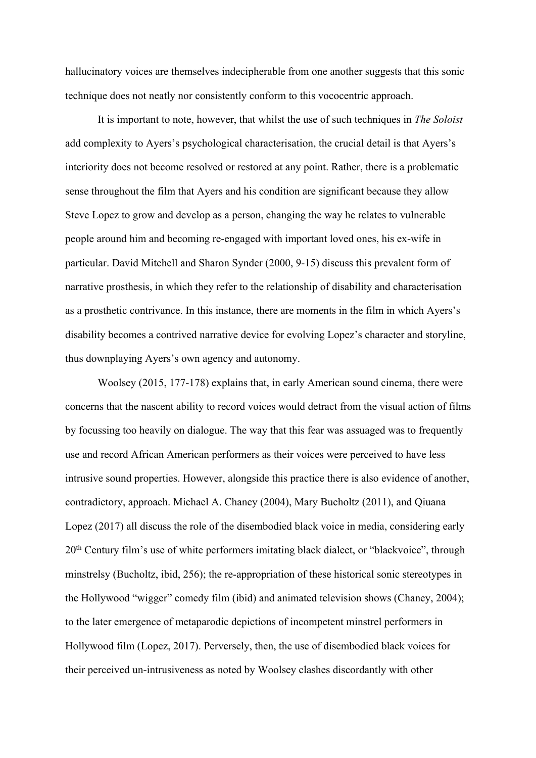hallucinatory voices are themselves indecipherable from one another suggests that this sonic technique does not neatly nor consistently conform to this vococentric approach.

It is important to note, however, that whilst the use of such techniques in *The Soloist* add complexity to Ayers's psychological characterisation, the crucial detail is that Ayers's interiority does not become resolved or restored at any point. Rather, there is a problematic sense throughout the film that Ayers and his condition are significant because they allow Steve Lopez to grow and develop as a person, changing the way he relates to vulnerable people around him and becoming re-engaged with important loved ones, his ex-wife in particular. David Mitchell and Sharon Synder (2000, 9-15) discuss this prevalent form of narrative prosthesis, in which they refer to the relationship of disability and characterisation as a prosthetic contrivance. In this instance, there are moments in the film in which Ayers's disability becomes a contrived narrative device for evolving Lopez's character and storyline, thus downplaying Ayers's own agency and autonomy.

Woolsey (2015, 177-178) explains that, in early American sound cinema, there were concerns that the nascent ability to record voices would detract from the visual action of films by focussing too heavily on dialogue. The way that this fear was assuaged was to frequently use and record African American performers as their voices were perceived to have less intrusive sound properties. However, alongside this practice there is also evidence of another, contradictory, approach. Michael A. Chaney (2004), Mary Bucholtz (2011), and Qiuana Lopez (2017) all discuss the role of the disembodied black voice in media, considering early 20th Century film's use of white performers imitating black dialect, or "blackvoice", through minstrelsy (Bucholtz, ibid, 256); the re-appropriation of these historical sonic stereotypes in the Hollywood "wigger" comedy film (ibid) and animated television shows (Chaney, 2004); to the later emergence of metaparodic depictions of incompetent minstrel performers in Hollywood film (Lopez, 2017). Perversely, then, the use of disembodied black voices for their perceived un-intrusiveness as noted by Woolsey clashes discordantly with other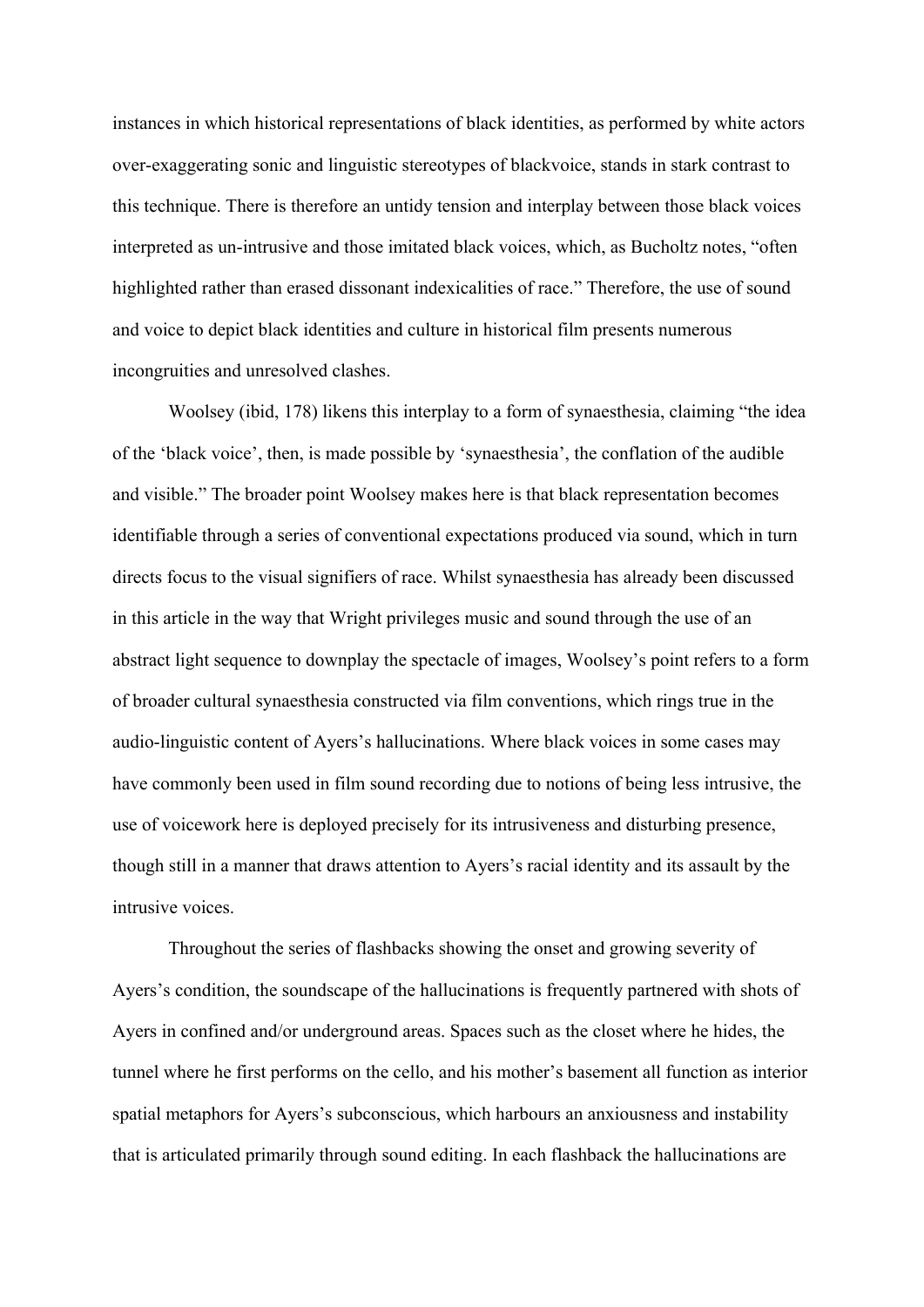instances in which historical representations of black identities, as performed by white actors over-exaggerating sonic and linguistic stereotypes of blackvoice, stands in stark contrast to this technique. There is therefore an untidy tension and interplay between those black voices interpreted as un-intrusive and those imitated black voices, which, as Bucholtz notes, "often highlighted rather than erased dissonant indexicalities of race." Therefore, the use of sound and voice to depict black identities and culture in historical film presents numerous incongruities and unresolved clashes.

Woolsey (ibid, 178) likens this interplay to a form of synaesthesia, claiming "the idea of the 'black voice', then, is made possible by 'synaesthesia', the conflation of the audible and visible." The broader point Woolsey makes here is that black representation becomes identifiable through a series of conventional expectations produced via sound, which in turn directs focus to the visual signifiers of race. Whilst synaesthesia has already been discussed in this article in the way that Wright privileges music and sound through the use of an abstract light sequence to downplay the spectacle of images, Woolsey's point refers to a form of broader cultural synaesthesia constructed via film conventions, which rings true in the audio-linguistic content of Ayers's hallucinations. Where black voices in some cases may have commonly been used in film sound recording due to notions of being less intrusive, the use of voicework here is deployed precisely for its intrusiveness and disturbing presence, though still in a manner that draws attention to Ayers's racial identity and its assault by the intrusive voices.

Throughout the series of flashbacks showing the onset and growing severity of Ayers's condition, the soundscape of the hallucinations is frequently partnered with shots of Ayers in confined and/or underground areas. Spaces such as the closet where he hides, the tunnel where he first performs on the cello, and his mother's basement all function as interior spatial metaphors for Ayers's subconscious, which harbours an anxiousness and instability that is articulated primarily through sound editing. In each flashback the hallucinations are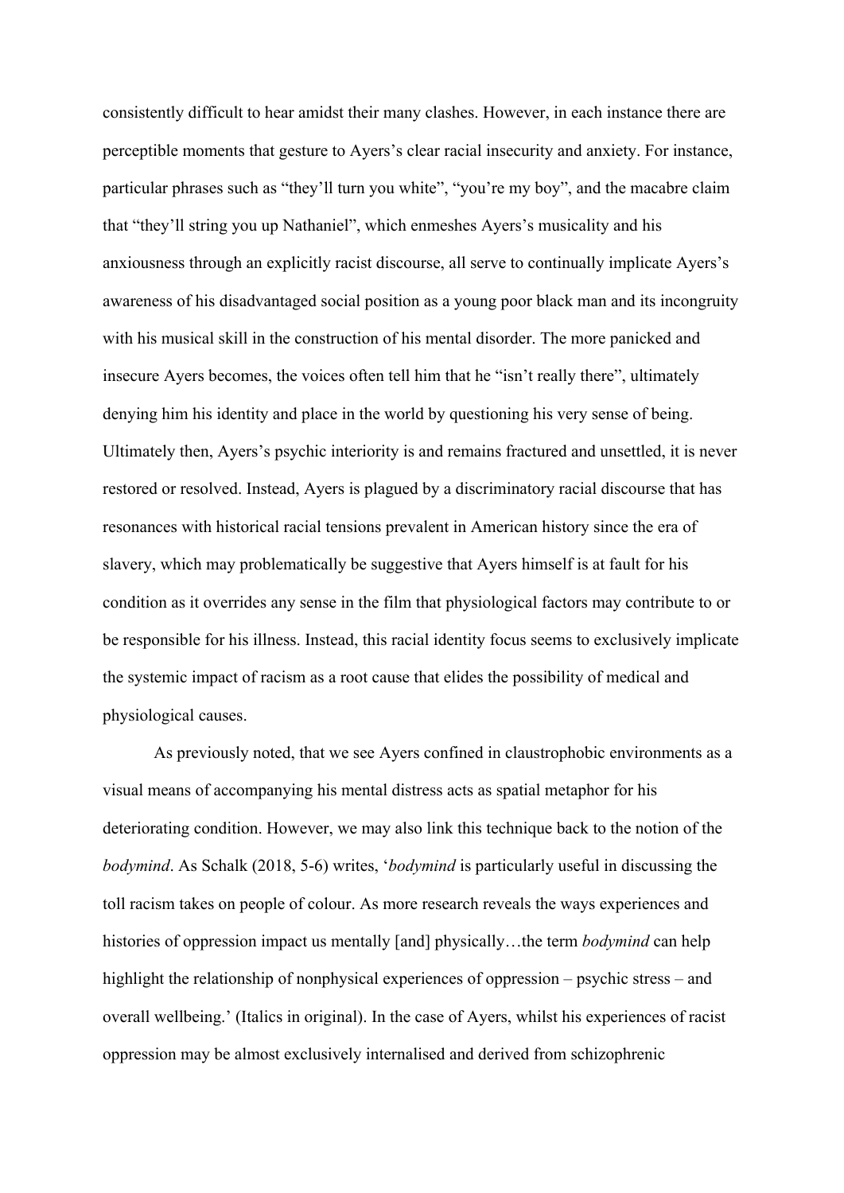consistently difficult to hear amidst their many clashes. However, in each instance there are perceptible moments that gesture to Ayers's clear racial insecurity and anxiety. For instance, particular phrases such as "they'll turn you white", "you're my boy", and the macabre claim that "they'll string you up Nathaniel", which enmeshes Ayers's musicality and his anxiousness through an explicitly racist discourse, all serve to continually implicate Ayers's awareness of his disadvantaged social position as a young poor black man and its incongruity with his musical skill in the construction of his mental disorder. The more panicked and insecure Ayers becomes, the voices often tell him that he "isn't really there", ultimately denying him his identity and place in the world by questioning his very sense of being. Ultimately then, Ayers's psychic interiority is and remains fractured and unsettled, it is never restored or resolved. Instead, Ayers is plagued by a discriminatory racial discourse that has resonances with historical racial tensions prevalent in American history since the era of slavery, which may problematically be suggestive that Ayers himself is at fault for his condition as it overrides any sense in the film that physiological factors may contribute to or be responsible for his illness. Instead, this racial identity focus seems to exclusively implicate the systemic impact of racism as a root cause that elides the possibility of medical and physiological causes.

As previously noted, that we see Ayers confined in claustrophobic environments as a visual means of accompanying his mental distress acts as spatial metaphor for his deteriorating condition. However, we may also link this technique back to the notion of the *bodymind*. As Schalk (2018, 5-6) writes, '*bodymind* is particularly useful in discussing the toll racism takes on people of colour. As more research reveals the ways experiences and histories of oppression impact us mentally [and] physically…the term *bodymind* can help highlight the relationship of nonphysical experiences of oppression – psychic stress – and overall wellbeing.' (Italics in original). In the case of Ayers, whilst his experiences of racist oppression may be almost exclusively internalised and derived from schizophrenic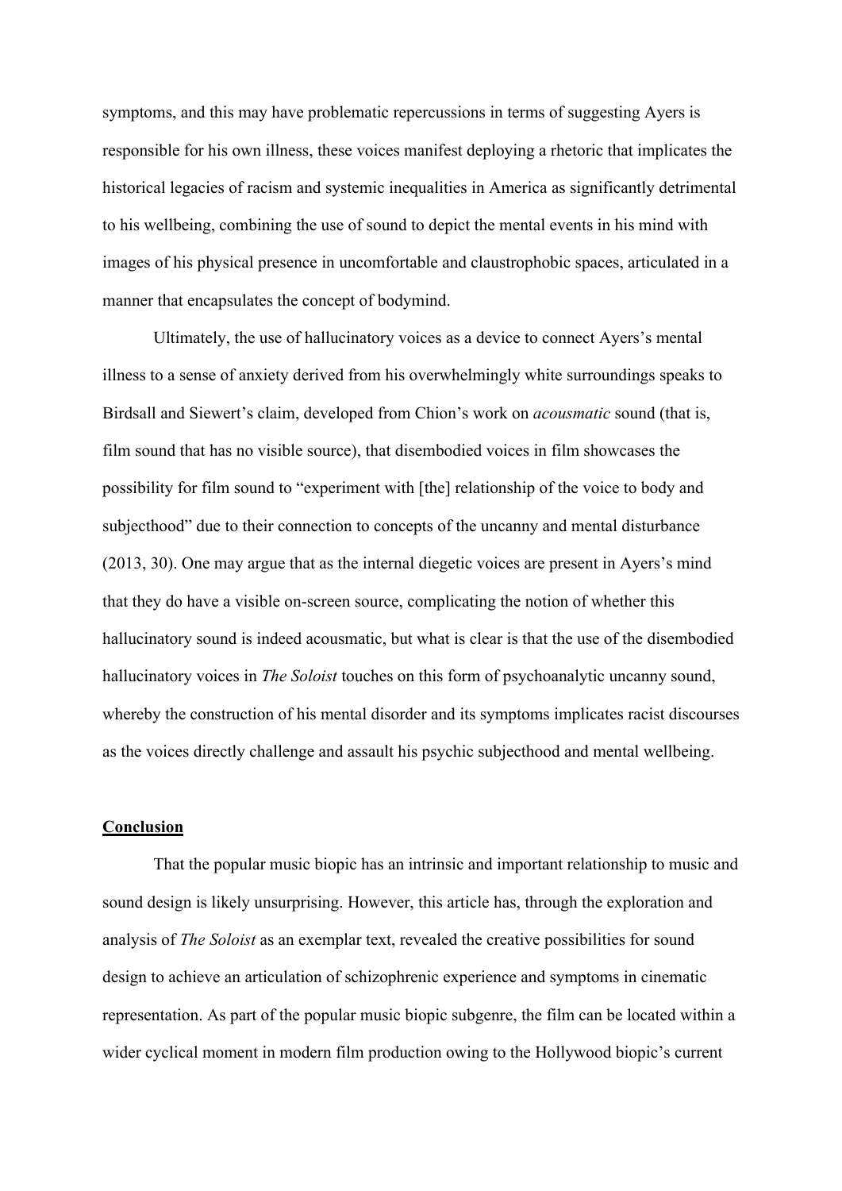symptoms, and this may have problematic repercussions in terms of suggesting Ayers is responsible for his own illness, these voices manifest deploying a rhetoric that implicates the historical legacies of racism and systemic inequalities in America as significantly detrimental to his wellbeing, combining the use of sound to depict the mental events in his mind with images of his physical presence in uncomfortable and claustrophobic spaces, articulated in a manner that encapsulates the concept of bodymind.

Ultimately, the use of hallucinatory voices as a device to connect Ayers's mental illness to a sense of anxiety derived from his overwhelmingly white surroundings speaks to Birdsall and Siewert's claim, developed from Chion's work on *acousmatic* sound (that is, film sound that has no visible source), that disembodied voices in film showcases the possibility for film sound to "experiment with [the] relationship of the voice to body and subjecthood" due to their connection to concepts of the uncanny and mental disturbance (2013, 30). One may argue that as the internal diegetic voices are present in Ayers's mind that they do have a visible on-screen source, complicating the notion of whether this hallucinatory sound is indeed acousmatic, but what is clear is that the use of the disembodied hallucinatory voices in *The Soloist* touches on this form of psychoanalytic uncanny sound, whereby the construction of his mental disorder and its symptoms implicates racist discourses as the voices directly challenge and assault his psychic subjecthood and mental wellbeing.

## Conclusion

That the popular music biopic has an intrinsic and important relationship to music and sound design is likely unsurprising. However, this article has, through the exploration and analysis of *The Soloist* as an exemplar text, revealed the creative possibilities for sound design to achieve an articulation of schizophrenic experience and symptoms in cinematic representation. As part of the popular music biopic subgenre, the film can be located within a wider cyclical moment in modern film production owing to the Hollywood biopic's current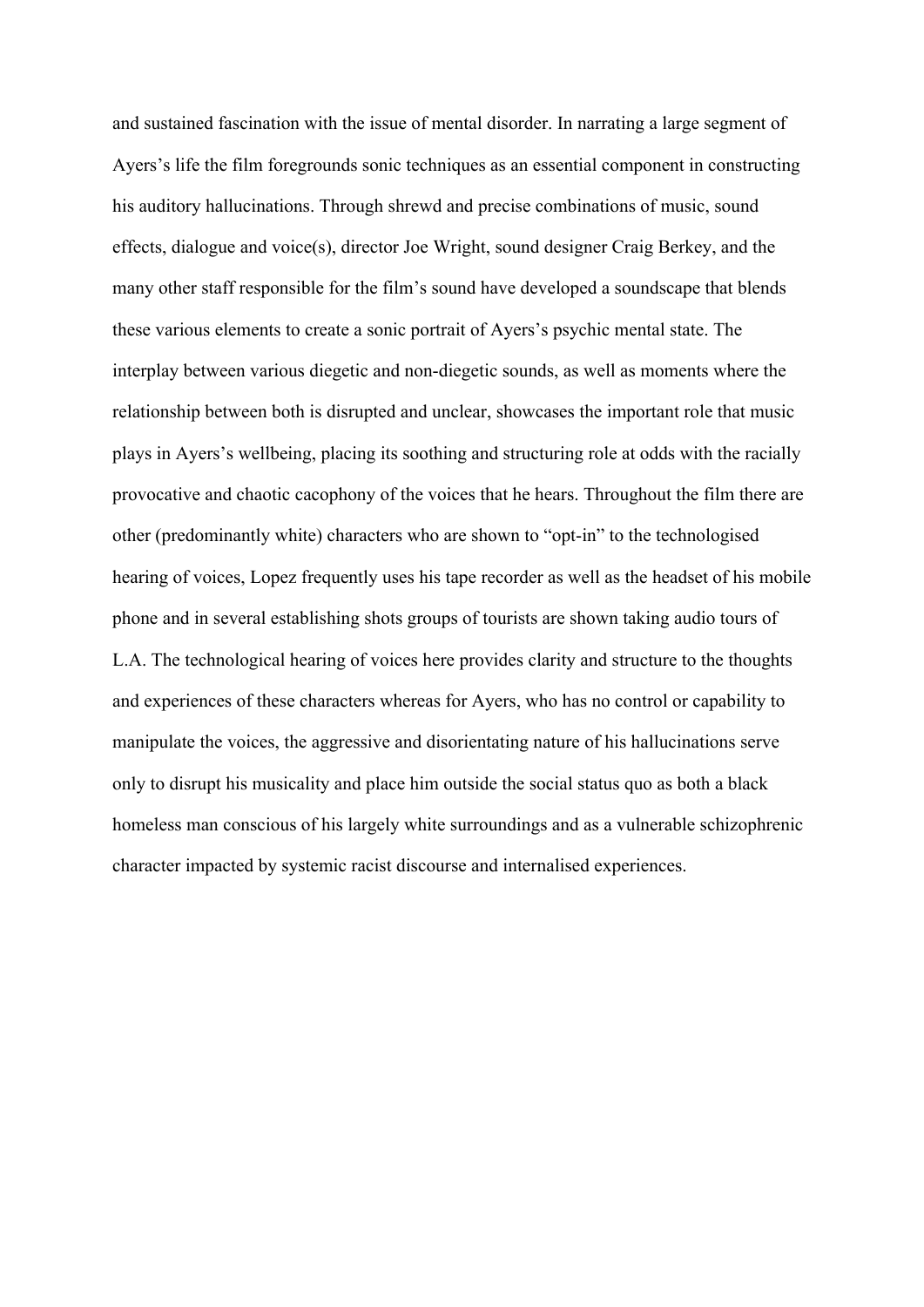and sustained fascination with the issue of mental disorder. In narrating a large segment of Ayers's life the film foregrounds sonic techniques as an essential component in constructing his auditory hallucinations. Through shrewd and precise combinations of music, sound effects, dialogue and voice(s), director Joe Wright, sound designer Craig Berkey, and the many other staff responsible for the film's sound have developed a soundscape that blends these various elements to create a sonic portrait of Ayers's psychic mental state. The interplay between various diegetic and non-diegetic sounds, as well as moments where the relationship between both is disrupted and unclear, showcases the important role that music plays in Ayers's wellbeing, placing its soothing and structuring role at odds with the racially provocative and chaotic cacophony of the voices that he hears. Throughout the film there are other (predominantly white) characters who are shown to "opt-in" to the technologised hearing of voices, Lopez frequently uses his tape recorder as well as the headset of his mobile phone and in several establishing shots groups of tourists are shown taking audio tours of L.A. The technological hearing of voices here provides clarity and structure to the thoughts and experiences of these characters whereas for Ayers, who has no control or capability to manipulate the voices, the aggressive and disorientating nature of his hallucinations serve only to disrupt his musicality and place him outside the social status quo as both a black homeless man conscious of his largely white surroundings and as a vulnerable schizophrenic character impacted by systemic racist discourse and internalised experiences.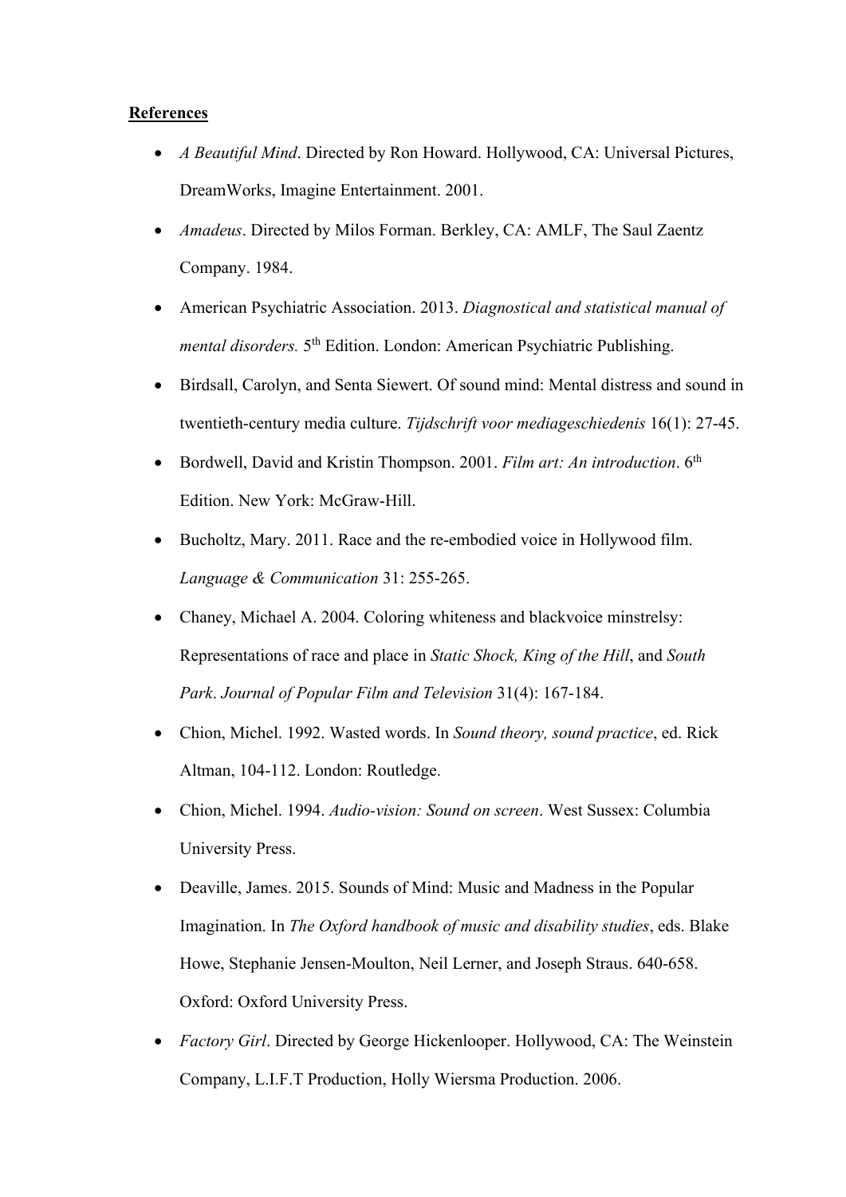**References**

- *A Beautiful Mind*. Directed by Ron Howard. Hollywood, CA: Universal Pictures, DreamWorks, Imagine Entertainment. 2001.
- *Amadeus*. Directed by Milos Forman. Berkley, CA: AMLF, The Saul Zaentz Company. 1984.
- American Psychiatric Association. 2013. *Diagnostical and statistical manual of mental disorders.* 5th Edition. London: American Psychiatric Publishing.
- Birdsall, Carolyn, and Senta Siewert. Of sound mind: Mental distress and sound in twentieth-century media culture. *Tijdschrift voor mediageschiedenis* 16(1): 27-45.
- Bordwell, David and Kristin Thompson. 2001. *Film art: An introduction*. 6th Edition. New York: McGraw-Hill.
- Bucholtz, Mary. 2011. Race and the re-embodied voice in Hollywood film. *Language & Communication* 31: 255-265.
- Chaney, Michael A. 2004. Coloring whiteness and blackvoice minstrelsy: Representations of race and place in *Static Shock, King of the Hill*, and *South Park*. *Journal of Popular Film and Television* 31(4): 167-184.
- Chion, Michel. 1992. Wasted words. In *Sound theory, sound practice*, ed. Rick Altman, 104-112. London: Routledge.
- Chion, Michel. 1994. *Audio-vision: Sound on screen*. West Sussex: Columbia University Press.
- Deaville, James. 2015. Sounds of Mind: Music and Madness in the Popular Imagination. In *The Oxford handbook of music and disability studies*, eds. Blake Howe, Stephanie Jensen-Moulton, Neil Lerner, and Joseph Straus. 640-658. Oxford: Oxford University Press.
- *Factory Girl*. Directed by George Hickenlooper. Hollywood, CA: The Weinstein Company, L.I.F.T Production, Holly Wiersma Production. 2006.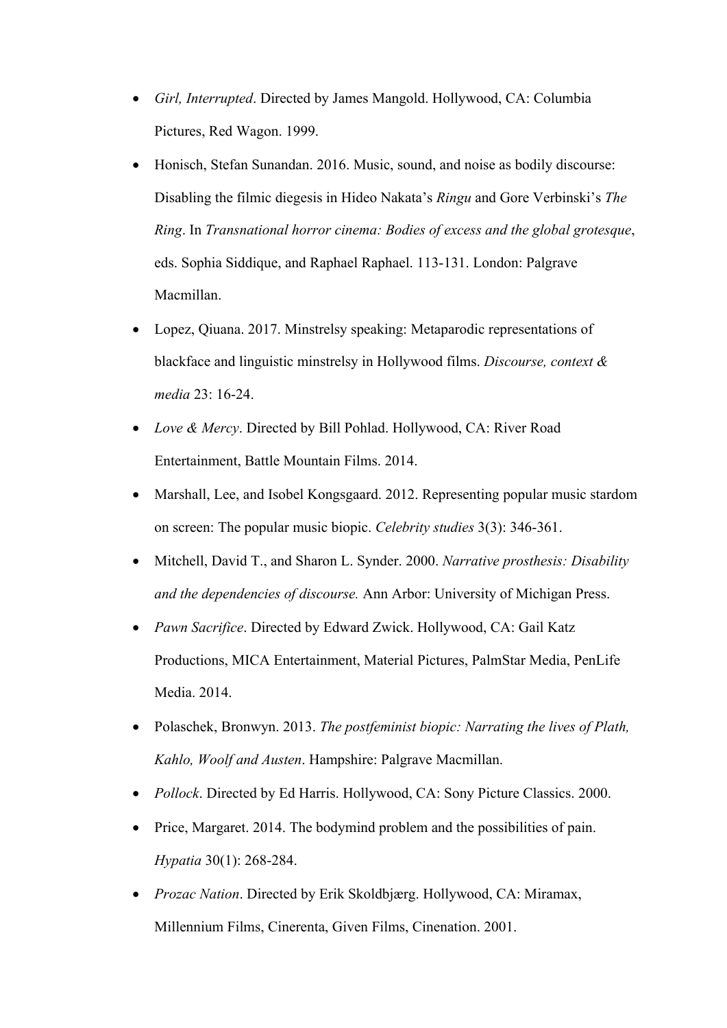- *Girl, Interrupted*. Directed by James Mangold. Hollywood, CA: Columbia Pictures, Red Wagon. 1999.
- Honisch, Stefan Sunandan. 2016. Music, sound, and noise as bodily discourse: Disabling the filmic diegesis in Hideo Nakata's *Ringu* and Gore Verbinski's *The Ring*. In *Transnational horror cinema: Bodies of excess and the global grotesque*, eds. Sophia Siddique, and Raphael Raphael. 113-131. London: Palgrave Macmillan.
- Lopez, Qiuana. 2017. Minstrelsy speaking: Metaparodic representations of blackface and linguistic minstrelsy in Hollywood films. *Discourse, context & media* 23: 16-24.
- *Love & Mercy*. Directed by Bill Pohlad. Hollywood, CA: River Road Entertainment, Battle Mountain Films. 2014.
- Marshall, Lee, and Isobel Kongsgaard. 2012. Representing popular music stardom on screen: The popular music biopic. *Celebrity studies* 3(3): 346-361.
- Mitchell, David T., and Sharon L. Synder. 2000. *Narrative prosthesis: Disability and the dependencies of discourse.* Ann Arbor: University of Michigan Press.
- *Pawn Sacrifice*. Directed by Edward Zwick. Hollywood, CA: Gail Katz Productions, MICA Entertainment, Material Pictures, PalmStar Media, PenLife Media. 2014.
- Polaschek, Bronwyn. 2013. *The postfeminist biopic: Narrating the lives of Plath, Kahlo, Woolf and Austen*. Hampshire: Palgrave Macmillan.
- *Pollock*. Directed by Ed Harris. Hollywood, CA: Sony Picture Classics. 2000.
- Price, Margaret. 2014. The bodymind problem and the possibilities of pain. *Hypatia* 30(1): 268-284.
- *Prozac Nation*. Directed by Erik Skoldbjærg. Hollywood, CA: Miramax, Millennium Films, Cinerenta, Given Films, Cinenation. 2001.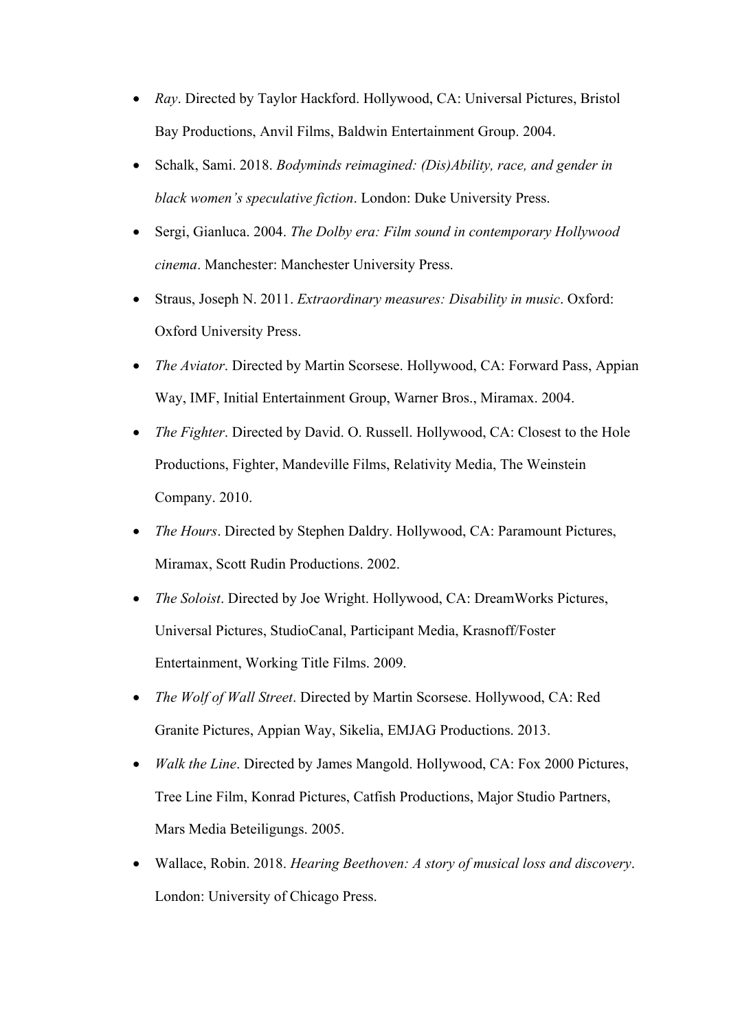- *Ray*. Directed by Taylor Hackford. Hollywood, CA: Universal Pictures, Bristol Bay Productions, Anvil Films, Baldwin Entertainment Group. 2004.
- Schalk, Sami. 2018. *Bodyminds reimagined: (Dis)Ability, race, and gender in black women's speculative fiction*. London: Duke University Press.
- Sergi, Gianluca. 2004. *The Dolby era: Film sound in contemporary Hollywood cinema*. Manchester: Manchester University Press.
- Straus, Joseph N. 2011. *Extraordinary measures: Disability in music*. Oxford: Oxford University Press.
- *The Aviator*. Directed by Martin Scorsese. Hollywood, CA: Forward Pass, Appian Way, IMF, Initial Entertainment Group, Warner Bros., Miramax. 2004.
- *The Fighter*. Directed by David. O. Russell. Hollywood, CA: Closest to the Hole Productions, Fighter, Mandeville Films, Relativity Media, The Weinstein Company. 2010.
- *The Hours*. Directed by Stephen Daldry. Hollywood, CA: Paramount Pictures, Miramax, Scott Rudin Productions. 2002.
- *The Soloist*. Directed by Joe Wright. Hollywood, CA: DreamWorks Pictures, Universal Pictures, StudioCanal, Participant Media, Krasnoff/Foster Entertainment, Working Title Films. 2009.
- *The Wolf of Wall Street*. Directed by Martin Scorsese. Hollywood, CA: Red Granite Pictures, Appian Way, Sikelia, EMJAG Productions. 2013.
- *Walk the Line*. Directed by James Mangold. Hollywood, CA: Fox 2000 Pictures, Tree Line Film, Konrad Pictures, Catfish Productions, Major Studio Partners, Mars Media Beteiligungs. 2005.
- Wallace, Robin. 2018. *Hearing Beethoven: A story of musical loss and discovery*. London: University of Chicago Press.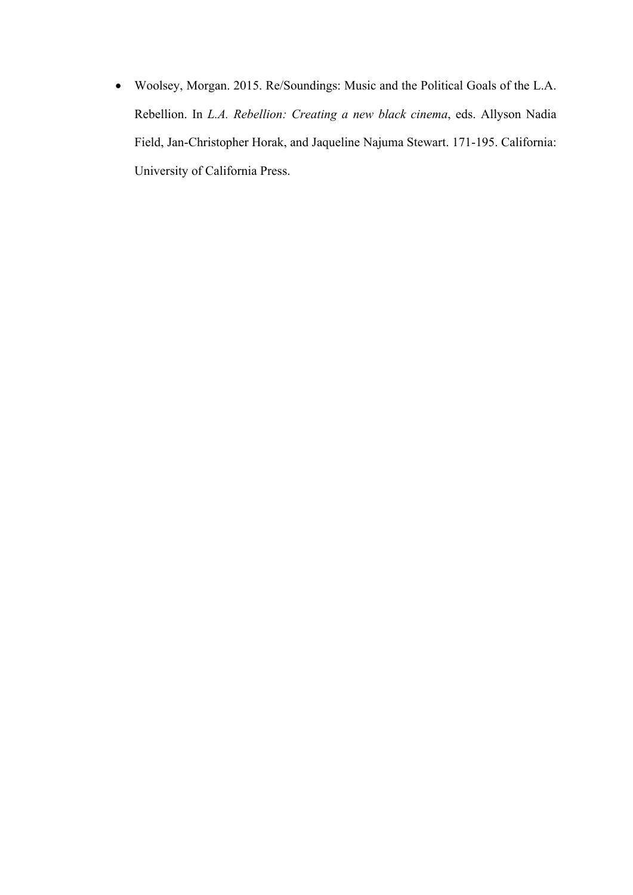- Woolsey, Morgan. 2015. Re/Soundings: Music and the Political Goals of the L.A. Rebellion. In *L.A. Rebellion: Creating a new black cinema*, eds. Allyson Nadia Field, Jan-Christopher Horak, and Jaqueline Najuma Stewart. 171-195. California: University of California Press.